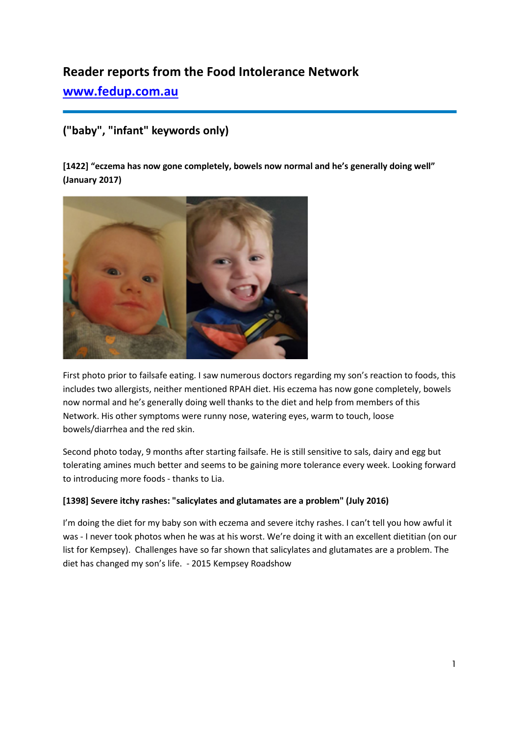# Reader reports from the Food Intolerance Network

## [www.fedup.com.au](http://www.fedup.com.au)

## ("baby", "infant" keywords only)

**[1422] "eczema has now gone completely, bowels now normal and he's generally doing well" (January 2017)**

First photo prior to failsafe eating. I saw numerous doctors regarding my son's reaction to foods, this includes two allergists, neither mentioned RPAH diet. His eczema has now gone completely, bowels now normal and he's generally doing well thanks to the diet and help from members of this Network. His other symptoms were runny nose, watering eyes, warm to touch, loose bowels/diarrhea and the red skin.

Second photo today, 9 months after starting failsafe. He is still sensitive to sals, dairy and egg but tolerating amines much better and seems to be gaining more tolerance every week. Looking forward to introducing more foods - thanks to Lia.

**[1398] Severe itchy rashes: "salicylates and glutamates are a problem" (July 2016)**

I'm doing the diet for my baby son with eczema and severe itchy rashes. I can't tell you how awful it was - I never took photos when he was at his worst. We're doing it with an excellent dietitian (on our list for Kempsey). Challenges have so far shown that salicylates and glutamates are a problem. The diet has changed my son's life. - 2015 Kempsey Roadshow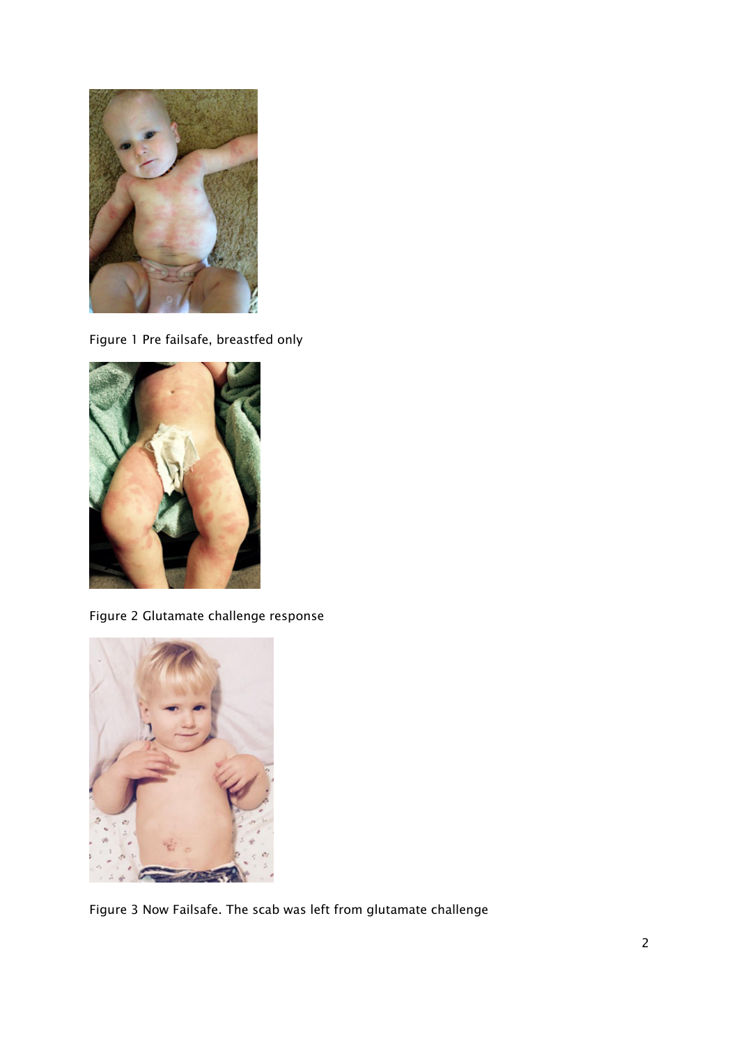Figure 1 Pre failsafe, breastfed only

Figure 2 Glutamate challenge response

Figure 3 Now Failsafe. The scab was left from glutamate challenge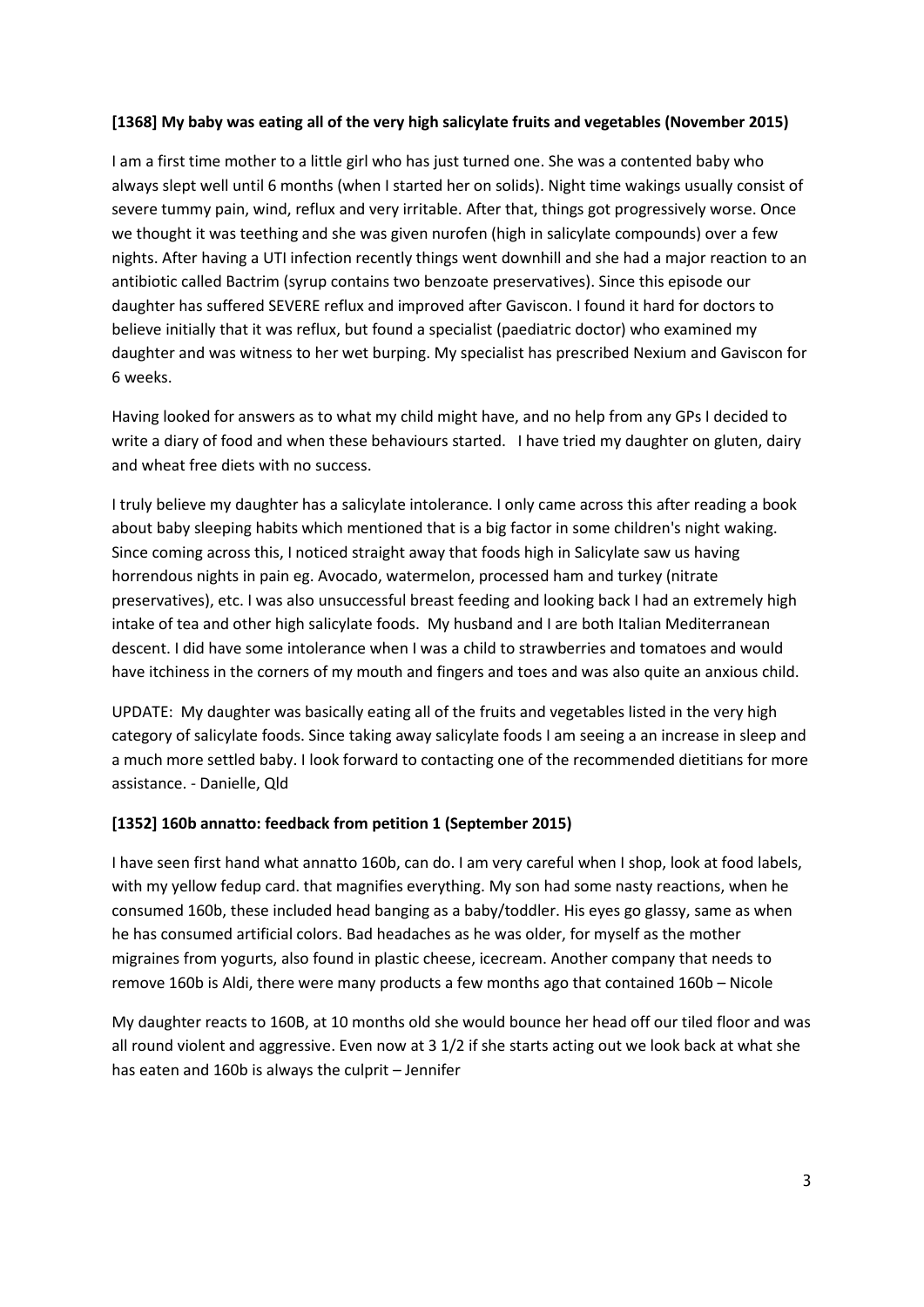**[1368] My baby was eating all of the very high salicylate fruits and vegetables (November 2015)**

I am a first time mother to a little girl who has just turned one. She was a contented baby who always slept well until 6 months (when I started her on solids). Night time wakings usually consist of severe tummy pain, wind, reflux and very irritable. After that, things got progressively worse. Once we thought it was teething and she was given nurofen (high in salicylate compounds) over a few nights. After having a UTI infection recently things went downhill and she had a major reaction to an antibiotic called Bactrim (syrup contains two benzoate preservatives). Since this episode our daughter has suffered SEVERE reflux and improved after Gaviscon. I found it hard for doctors to believe initially that it was reflux, but found a specialist (paediatric doctor) who examined my daughter and was witness to her wet burping. My specialist has prescribed Nexium and Gaviscon for 6 weeks.

Having looked for answers as to what my child might have, and no help from any GPs I decided to write a diary of food and when these behaviours started. I have tried my daughter on gluten, dairy and wheat free diets with no success.

I truly believe my daughter has a salicylate intolerance. I only came across this after reading a book about baby sleeping habits which mentioned that is a big factor in some children's night waking. Since coming across this, I noticed straight away that foods high in Salicylate saw us having horrendous nights in pain eg. Avocado, watermelon, processed ham and turkey (nitrate preservatives), etc. I was also unsuccessful breast feeding and looking back I had an extremely high intake of tea and other high salicylate foods. My husband and I are both Italian Mediterranean descent. I did have some intolerance when I was a child to strawberries and tomatoes and would have itchiness in the corners of my mouth and fingers and toes and was also quite an anxious child.

UPDATE: My daughter was basically eating all of the fruits and vegetables listed in the very high category of salicylate foods. Since taking away salicylate foods I am seeing a an increase in sleep and a much more settled baby. I look forward to contacting one of the recommended dietitians for more assistance. - Danielle, Qld

**[1352] 160b annatto: feedback from petition 1 (September 2015)**

I have seen first hand what annatto 160b, can do. I am very careful when I shop, look at food labels, with my yellow fedup card. that magnifies everything. My son had some nasty reactions, when he consumed 160b, these included head banging as a baby/toddler. His eyes go glassy, same as when he has consumed artificial colors. Bad headaches as he was older, for myself as the mother migraines from yogurts, also found in plastic cheese, icecream. Another company that needs to remove 160b is Aldi, there were many products a few months ago that contained 160b – Nicole

My daughter reacts to 160B, at 10 months old she would bounce her head off our tiled floor and was all round violent and aggressive. Even now at 3 1/2 if she starts acting out we look back at what she has eaten and 160b is always the culprit – Jennifer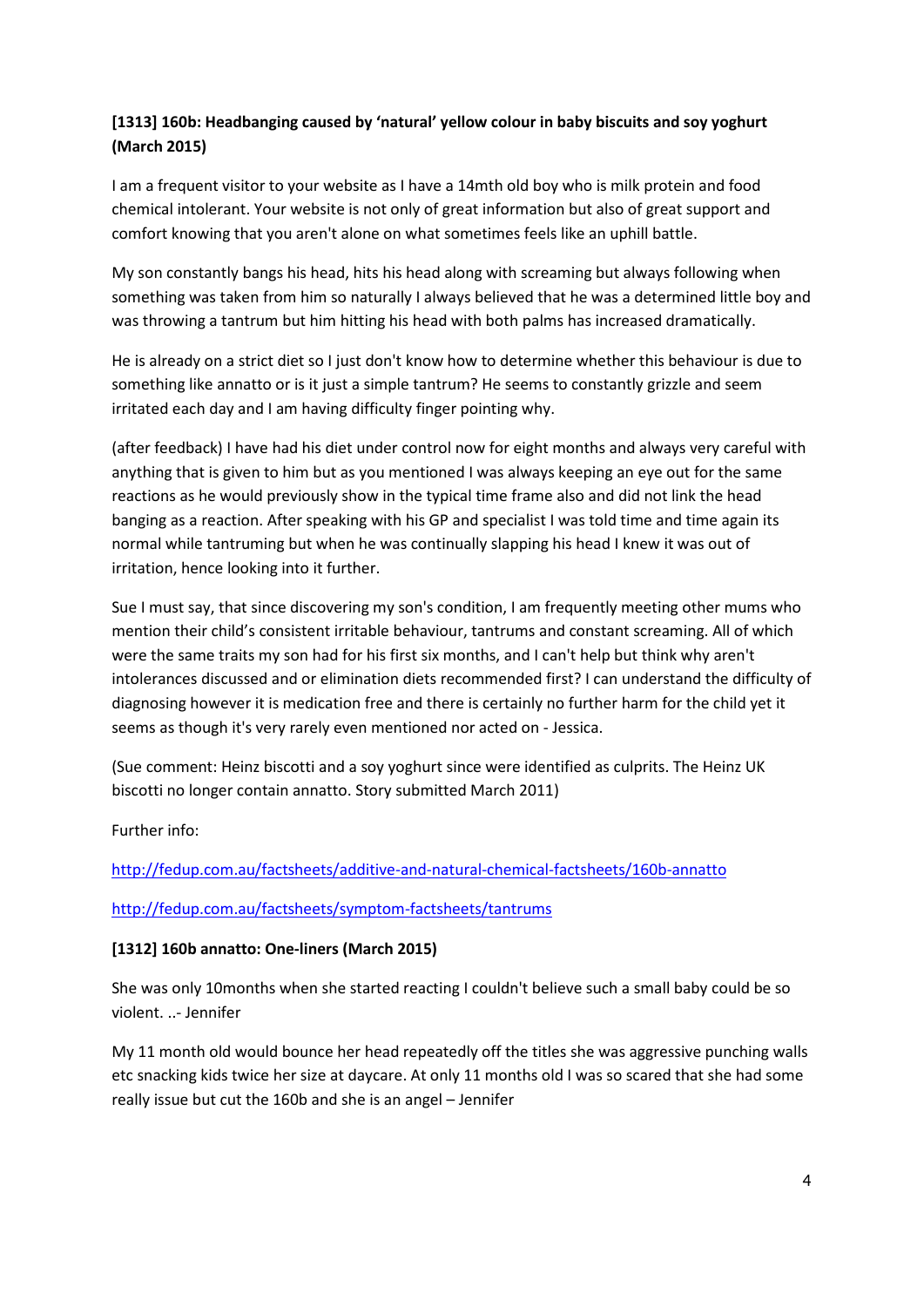### [1313] 160b: Headbanging caused by 'natural' yellow colour in baby biscuits and soy yoghurt (March 2015)

I am a frequent visitor to your website as I have a 14mth old boy who is milk protein and food chemical intolerant. Your website is not only of great information but also of great support and comfort knowing that you aren't alone on what sometimes feels like an uphill battle.

My son constantly bangs his head, hits his head along with screaming but always following when something was taken from him so naturally I always believed that he was a determined little boy and was throwing a tantrum but him hitting his head with both palms has increased dramatically.

He is already on a strict diet so I just don't know how to determine whether this behaviour is due to something like annatto or is it just a simple tantrum? He seems to constantly grizzle and seem irritated each day and I am having difficulty finger pointing why.

(after feedback) I have had his diet under control now for eight months and always very careful with anything that is given to him but as you mentioned I was always keeping an eye out for the same reactions as he would previously show in the typical time frame also and did not link the head banging as a reaction. After speaking with his GP and specialist I was told time and time again its normal while tantruming but when he was continually slapping his head I knew it was out of irritation, hence looking into it further.

Sue I must say, that since discovering my son's condition, I am frequently meeting other mums who mention their child's consistent irritable behaviour, tantrums and constant screaming. All of which were the same traits my son had for his first six months, and I can't help but think why aren't intolerances discussed and or elimination diets recommended first? I can understand the difficulty of diagnosing however it is medication free and there is certainly no further harm for the child yet it seems as though it's very rarely even mentioned nor acted on - Jessica.

(Sue comment: Heinz biscotti and a soy yoghurt since were identified as culprits. The Heinz UK biscotti no longer contain annatto. Story submitted March 2011)

Further info:

[http://fedup.com.au/factsheets/additive-and-natural-chemical-factsheets/160b-annatto](http://fedup.com.au/factsheets/additive-and-natural-chemical-factsheets/160b-annatto)

[http://fedup.com.au/factsheets/symptom-factsheets/tantrums](http://fedup.com.au/factsheets/symptom-factsheets/tantrums)

### [1312] 160b annatto: One-liners (March 2015)

She was only 10months when she started reacting I couldn't believe such a small baby could be so violent. ..- Jennifer

My 11 month old would bounce her head repeatedly off the titles she was aggressive punching walls etc snacking kids twice her size at daycare. At only 11 months old I was so scared that she had some really issue but cut the 160b and she is an angel – Jennifer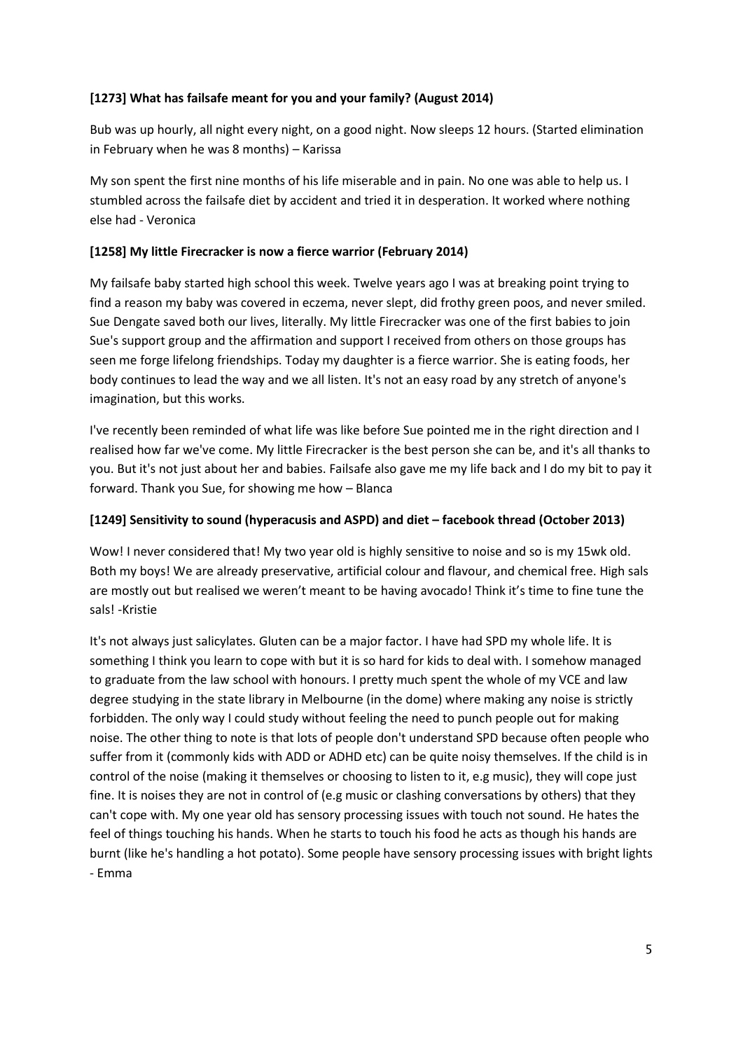**[1273] What has failsafe meant for you and your family? (August 2014)**

Bub was up hourly, all night every night, on a good night. Now sleeps 12 hours. (Started elimination in February when he was 8 months) – Karissa

My son spent the first nine months of his life miserable and in pain. No one was able to help us. I stumbled across the failsafe diet by accident and tried it in desperation. It worked where nothing else had - Veronica

**[1258] My little Firecracker is now a fierce warrior (February 2014)**

My failsafe baby started high school this week. Twelve years ago I was at breaking point trying to find a reason my baby was covered in eczema, never slept, did frothy green poos, and never smiled. Sue Dengate saved both our lives, literally. My little Firecracker was one of the first babies to join Sue's support group and the affirmation and support I received from others on those groups has seen me forge lifelong friendships. Today my daughter is a fierce warrior. She is eating foods, her body continues to lead the way and we all listen. It's not an easy road by any stretch of anyone's imagination, but this works.

I've recently been reminded of what life was like before Sue pointed me in the right direction and I realised how far we've come. My little Firecracker is the best person she can be, and it's all thanks to you. But it's not just about her and babies. Failsafe also gave me my life back and I do my bit to pay it forward. Thank you Sue, for showing me how – Blanca

**[1249] Sensitivity to sound (hyperacusis and ASPD) and diet – facebook thread (October 2013)**

Wow! I never considered that! My two year old is highly sensitive to noise and so is my 15wk old. Both my boys! We are already preservative, artificial colour and flavour, and chemical free. High sals are mostly out but realised we weren't meant to be having avocado! Think it's time to fine tune the sals! -Kristie

It's not always just salicylates. Gluten can be a major factor. I have had SPD my whole life. It is something I think you learn to cope with but it is so hard for kids to deal with. I somehow managed to graduate from the law school with honours. I pretty much spent the whole of my VCE and law degree studying in the state library in Melbourne (in the dome) where making any noise is strictly forbidden. The only way I could study without feeling the need to punch people out for making noise. The other thing to note is that lots of people don't understand SPD because often people who suffer from it (commonly kids with ADD or ADHD etc) can be quite noisy themselves. If the child is in control of the noise (making it themselves or choosing to listen to it, e.g music), they will cope just fine. It is noises they are not in control of (e.g music or clashing conversations by others) that they can't cope with. My one year old has sensory processing issues with touch not sound. He hates the feel of things touching his hands. When he starts to touch his food he acts as though his hands are burnt (like he's handling a hot potato). Some people have sensory processing issues with bright lights - Emma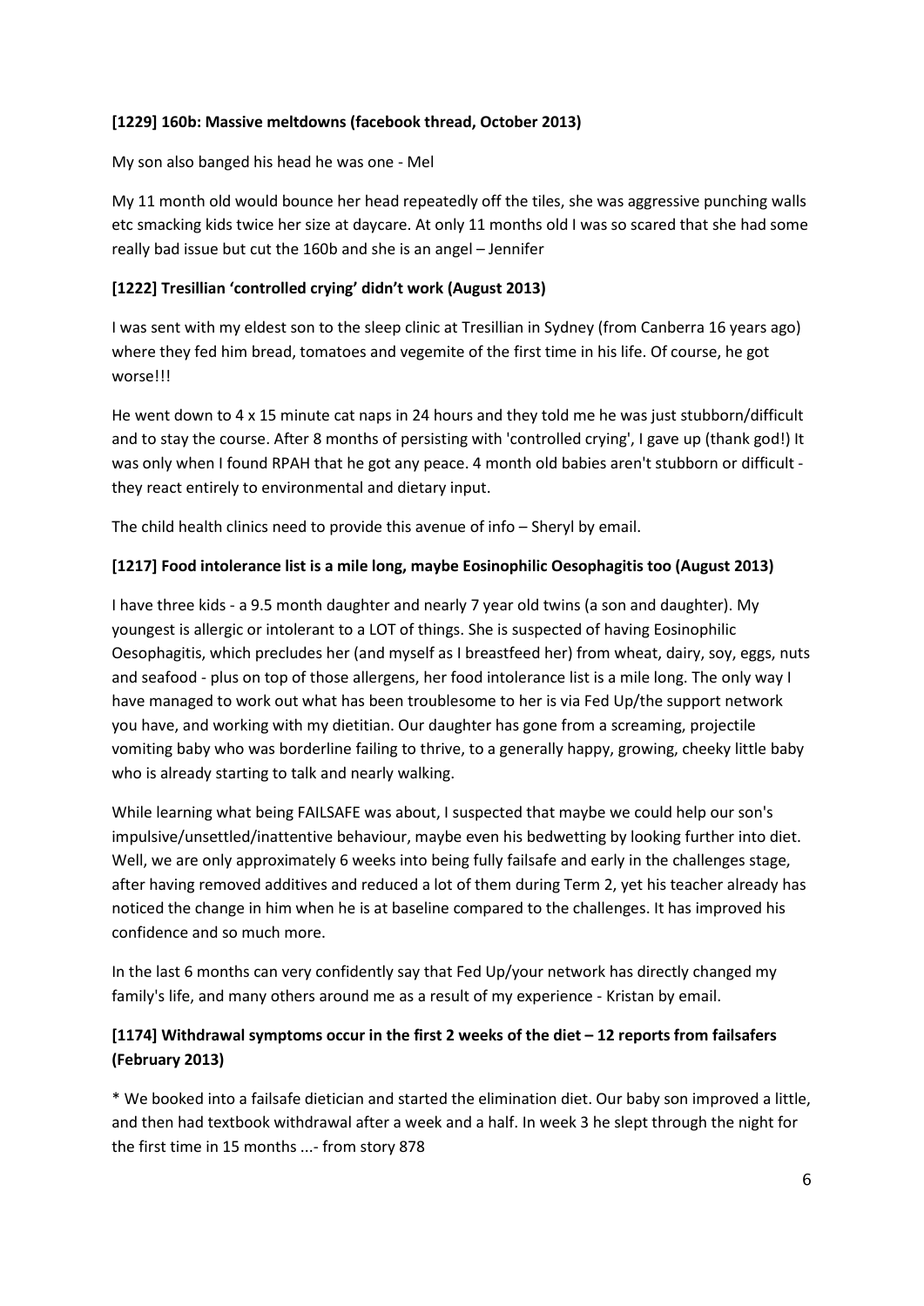**[1229] 160b: Massive meltdowns (facebook thread, October 2013)**

My son also banged his head he was one - Mel

My 11 month old would bounce her head repeatedly off the tiles, she was aggressive punching walls etc smacking kids twice her size at daycare. At only 11 months old I was so scared that she had some really bad issue but cut the 160b and she is an angel – Jennifer

**[1222] Tresillian 'controlled crying' didn't work (August 2013)**

I was sent with my eldest son to the sleep clinic at Tresillian in Sydney (from Canberra 16 years ago) where they fed him bread, tomatoes and vegemite of the first time in his life. Of course, he got worse!!!

He went down to 4 x 15 minute cat naps in 24 hours and they told me he was just stubborn/difficult and to stay the course. After 8 months of persisting with 'controlled crying', I gave up (thank god!) It was only when I found RPAH that he got any peace. 4 month old babies aren't stubborn or difficult - they react entirely to environmental and dietary input.

The child health clinics need to provide this avenue of info – Sheryl by email.

**[1217] Food intolerance list is a mile long, maybe Eosinophilic Oesophagitis too (August 2013)**

I have three kids - a 9.5 month daughter and nearly 7 year old twins (a son and daughter). My youngest is allergic or intolerant to a LOT of things. She is suspected of having Eosinophilic Oesophagitis, which precludes her (and myself as I breastfeed her) from wheat, dairy, soy, eggs, nuts and seafood - plus on top of those allergens, her food intolerance list is a mile long. The only way I have managed to work out what has been troublesome to her is via Fed Up/the support network you have, and working with my dietitian. Our daughter has gone from a screaming, projectile vomiting baby who was borderline failing to thrive, to a generally happy, growing, cheeky little baby who is already starting to talk and nearly walking.

While learning what being FAILSAFE was about, I suspected that maybe we could help our son's impulsive/unsettled/inattentive behaviour, maybe even his bedwetting by looking further into diet. Well, we are only approximately 6 weeks into being fully failsafe and early in the challenges stage, after having removed additives and reduced a lot of them during Term 2, yet his teacher already has noticed the change in him when he is at baseline compared to the challenges. It has improved his confidence and so much more.

In the last 6 months can very confidently say that Fed Up/your network has directly changed my family's life, and many others around me as a result of my experience - Kristan by email.

**[1174] Withdrawal symptoms occur in the first 2 weeks of the diet – 12 reports from failsafers (February 2013)**

* We booked into a failsafe dietician and started the elimination diet. Our baby son improved a little, and then had textbook withdrawal after a week and a half. In week 3 he slept through the night for the first time in 15 months ...- from story 878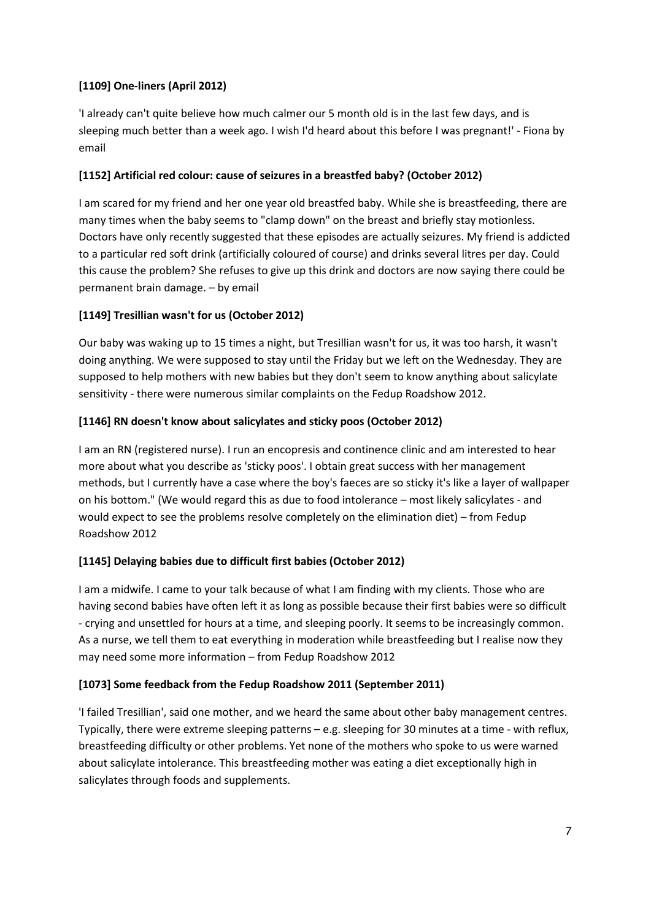**[1109] One-liners (April 2012)**

'I already can't quite believe how much calmer our 5 month old is in the last few days, and is sleeping much better than a week ago. I wish I'd heard about this before I was pregnant!' - Fiona by email

**[1152] Artificial red colour: cause of seizures in a breastfed baby? (October 2012)**

I am scared for my friend and her one year old breastfed baby. While she is breastfeeding, there are many times when the baby seems to "clamp down" on the breast and briefly stay motionless. Doctors have only recently suggested that these episodes are actually seizures. My friend is addicted to a particular red soft drink (artificially coloured of course) and drinks several litres per day. Could this cause the problem? She refuses to give up this drink and doctors are now saying there could be permanent brain damage. – by email

**[1149] Tresillian wasn't for us (October 2012)**

Our baby was waking up to 15 times a night, but Tresillian wasn't for us, it was too harsh, it wasn't doing anything. We were supposed to stay until the Friday but we left on the Wednesday. They are supposed to help mothers with new babies but they don't seem to know anything about salicylate sensitivity - there were numerous similar complaints on the Fedup Roadshow 2012.

**[1146] RN doesn't know about salicylates and sticky poos (October 2012)**

I am an RN (registered nurse). I run an encopresis and continence clinic and am interested to hear more about what you describe as 'sticky poos'. I obtain great success with her management methods, but I currently have a case where the boy's faeces are so sticky it's like a layer of wallpaper on his bottom." (We would regard this as due to food intolerance – most likely salicylates - and would expect to see the problems resolve completely on the elimination diet) – from Fedup Roadshow 2012

**[1145] Delaying babies due to difficult first babies (October 2012)**

I am a midwife. I came to your talk because of what I am finding with my clients. Those who are having second babies have often left it as long as possible because their first babies were so difficult - crying and unsettled for hours at a time, and sleeping poorly. It seems to be increasingly common. As a nurse, we tell them to eat everything in moderation while breastfeeding but I realise now they may need some more information – from Fedup Roadshow 2012

**[1073] Some feedback from the Fedup Roadshow 2011 (September 2011)**

'I failed Tresillian', said one mother, and we heard the same about other baby management centres. Typically, there were extreme sleeping patterns – e.g. sleeping for 30 minutes at a time - with reflux, breastfeeding difficulty or other problems. Yet none of the mothers who spoke to us were warned about salicylate intolerance. This breastfeeding mother was eating a diet exceptionally high in salicylates through foods and supplements.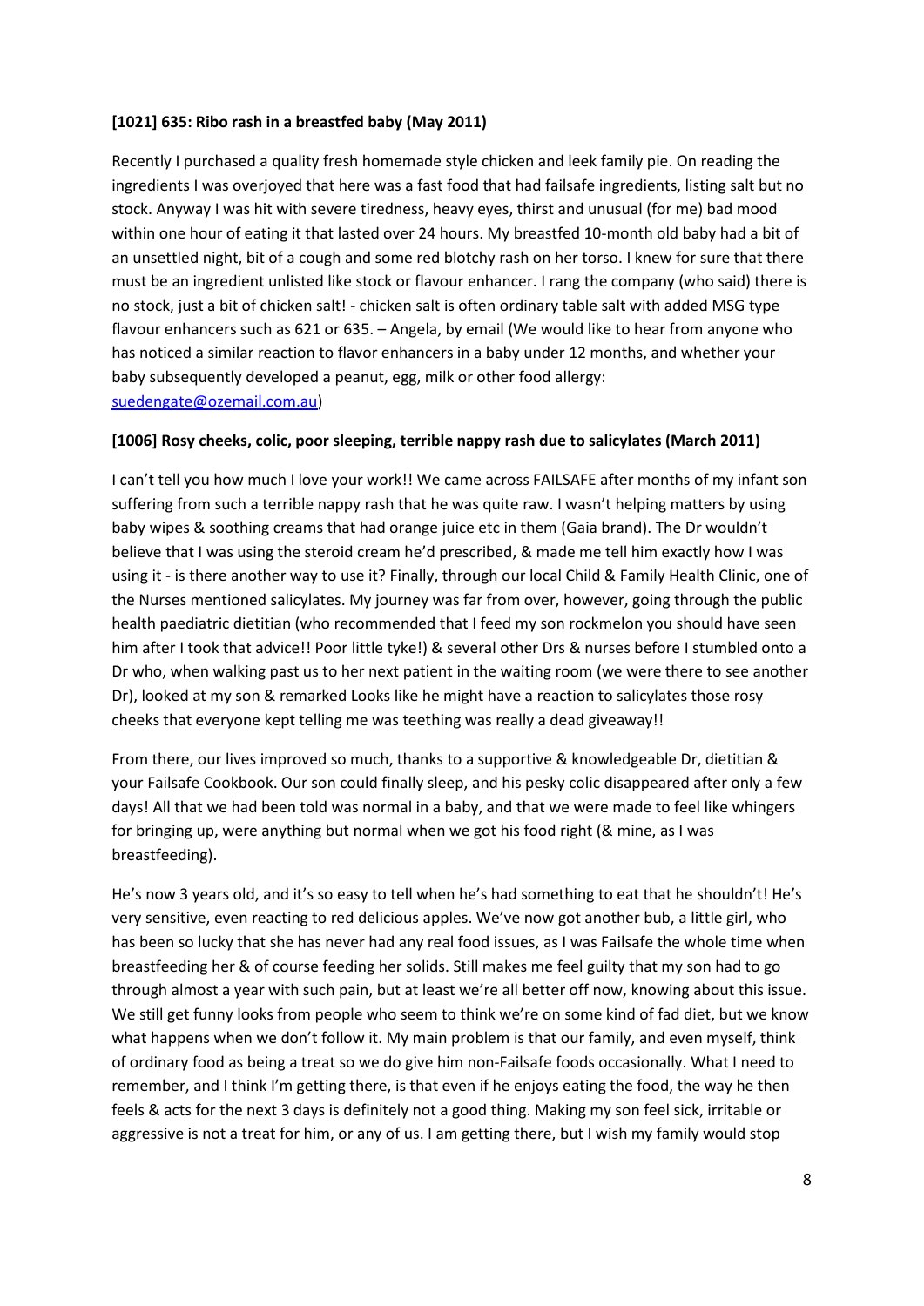**[1021] 635: Ribo rash in a breastfed baby (May 2011)**

Recently I purchased a quality fresh homemade style chicken and leek family pie. On reading the ingredients I was overjoyed that here was a fast food that had failsafe ingredients, listing salt but no stock. Anyway I was hit with severe tiredness, heavy eyes, thirst and unusual (for me) bad mood within one hour of eating it that lasted over 24 hours. My breastfed 10-month old baby had a bit of an unsettled night, bit of a cough and some red blotchy rash on her torso. I knew for sure that there must be an ingredient unlisted like stock or flavour enhancer. I rang the company (who said) there is no stock, just a bit of chicken salt! - chicken salt is often ordinary table salt with added MSG type flavour enhancers such as 621 or 635. – Angela, by email (We would like to hear from anyone who has noticed a similar reaction to flavor enhancers in a baby under 12 months, and whether your baby subsequently developed a peanut, egg, milk or other food allergy: [suedengate@ozemail.com.au](mailto:suedengate@ozemail.com.au))

**[1006] Rosy cheeks, colic, poor sleeping, terrible nappy rash due to salicylates (March 2011)**

I can't tell you how much I love your work!! We came across FAILSAFE after months of my infant son suffering from such a terrible nappy rash that he was quite raw. I wasn't helping matters by using baby wipes & soothing creams that had orange juice etc in them (Gaia brand). The Dr wouldn't believe that I was using the steroid cream he'd prescribed, & made me tell him exactly how I was using it - is there another way to use it? Finally, through our local Child & Family Health Clinic, one of the Nurses mentioned salicylates. My journey was far from over, however, going through the public health paediatric dietitian (who recommended that I feed my son rockmelon you should have seen him after I took that advice!! Poor little tyke!) & several other Drs & nurses before I stumbled onto a Dr who, when walking past us to her next patient in the waiting room (we were there to see another Dr), looked at my son & remarked Looks like he might have a reaction to salicylates those rosy cheeks that everyone kept telling me was teething was really a dead giveaway!!

From there, our lives improved so much, thanks to a supportive & knowledgeable Dr, dietitian & your Failsafe Cookbook. Our son could finally sleep, and his pesky colic disappeared after only a few days! All that we had been told was normal in a baby, and that we were made to feel like whingers for bringing up, were anything but normal when we got his food right (& mine, as I was breastfeeding).

He's now 3 years old, and it's so easy to tell when he's had something to eat that he shouldn't! He's very sensitive, even reacting to red delicious apples. We've now got another bub, a little girl, who has been so lucky that she has never had any real food issues, as I was Failsafe the whole time when breastfeeding her & of course feeding her solids. Still makes me feel guilty that my son had to go through almost a year with such pain, but at least we're all better off now, knowing about this issue. We still get funny looks from people who seem to think we're on some kind of fad diet, but we know what happens when we don't follow it. My main problem is that our family, and even myself, think of ordinary food as being a treat so we do give him non-Failsafe foods occasionally. What I need to remember, and I think I'm getting there, is that even if he enjoys eating the food, the way he then feels & acts for the next 3 days is definitely not a good thing. Making my son feel sick, irritable or aggressive is not a treat for him, or any of us. I am getting there, but I wish my family would stop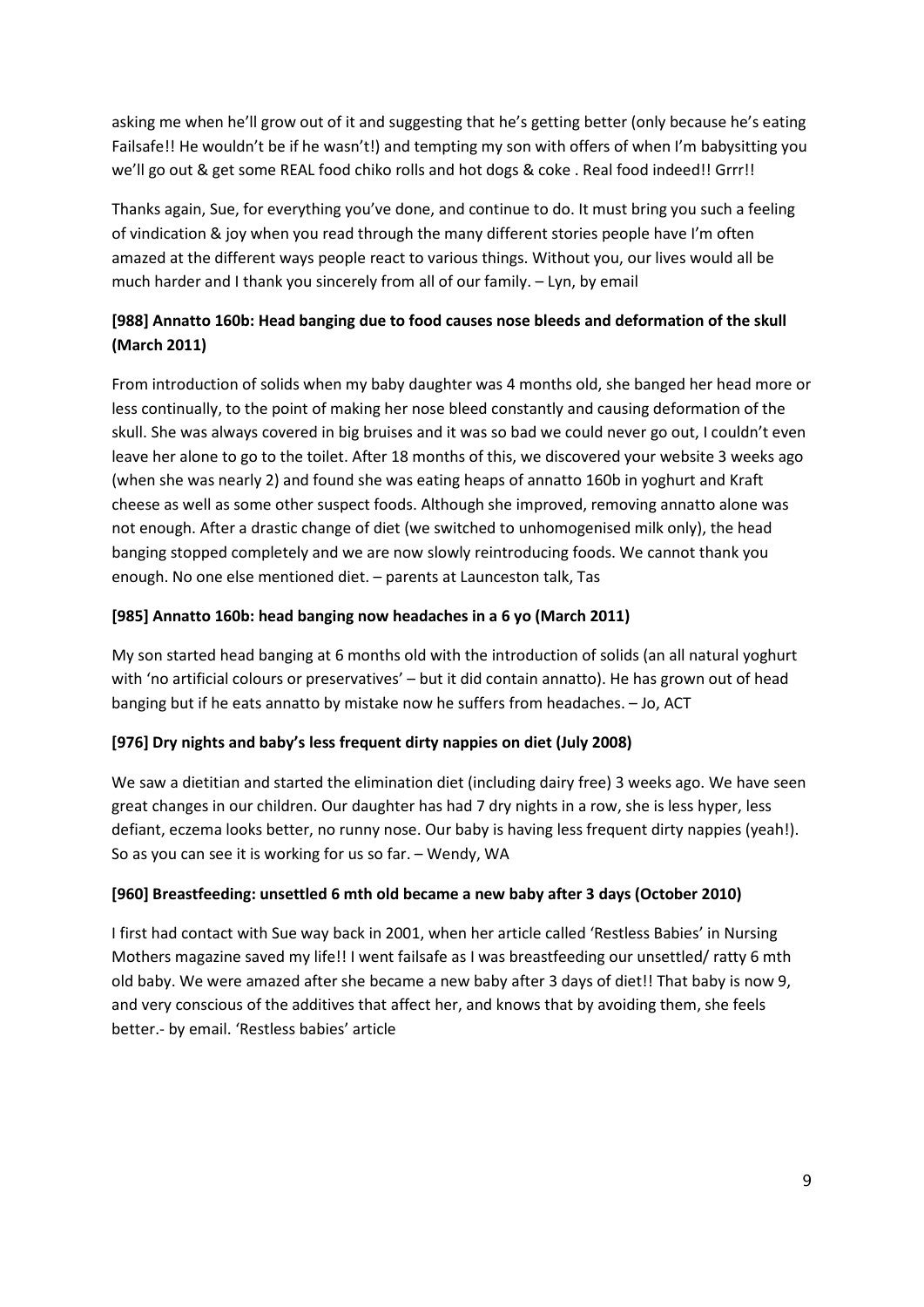asking me when he'll grow out of it and suggesting that he's getting better (only because he's eating Failsafe!! He wouldn't be if he wasn't!) and tempting my son with offers of when I'm babysitting you we'll go out & get some REAL food chiko rolls and hot dogs & coke . Real food indeed!! Grrr!!

Thanks again, Sue, for everything you've done, and continue to do. It must bring you such a feeling of vindication & joy when you read through the many different stories people have I'm often amazed at the different ways people react to various things. Without you, our lives would all be much harder and I thank you sincerely from all of our family. – Lyn, by email

**[988] Annatto 160b: Head banging due to food causes nose bleeds and deformation of the skull (March 2011)**

From introduction of solids when my baby daughter was 4 months old, she banged her head more or less continually, to the point of making her nose bleed constantly and causing deformation of the skull. She was always covered in big bruises and it was so bad we could never go out, I couldn't even leave her alone to go to the toilet. After 18 months of this, we discovered your website 3 weeks ago (when she was nearly 2) and found she was eating heaps of annatto 160b in yoghurt and Kraft cheese as well as some other suspect foods. Although she improved, removing annatto alone was not enough. After a drastic change of diet (we switched to unhomogenised milk only), the head banging stopped completely and we are now slowly reintroducing foods. We cannot thank you enough. No one else mentioned diet. – parents at Launceston talk, Tas

**[985] Annatto 160b: head banging now headaches in a 6 yo (March 2011)**

My son started head banging at 6 months old with the introduction of solids (an all natural yoghurt with 'no artificial colours or preservatives' – but it did contain annatto). He has grown out of head banging but if he eats annatto by mistake now he suffers from headaches. – Jo, ACT

**[976] Dry nights and baby's less frequent dirty nappies on diet (July 2008)**

We saw a dietitian and started the elimination diet (including dairy free) 3 weeks ago. We have seen great changes in our children. Our daughter has had 7 dry nights in a row, she is less hyper, less defiant, eczema looks better, no runny nose. Our baby is having less frequent dirty nappies (yeah!). So as you can see it is working for us so far. – Wendy, WA

**[960] Breastfeeding: unsettled 6 mth old became a new baby after 3 days (October 2010)**

I first had contact with Sue way back in 2001, when her article called 'Restless Babies' in Nursing Mothers magazine saved my life!! I went failsafe as I was breastfeeding our unsettled/ ratty 6 mth old baby. We were amazed after she became a new baby after 3 days of diet!! That baby is now 9, and very conscious of the additives that affect her, and knows that by avoiding them, she feels better.- by email. 'Restless babies' article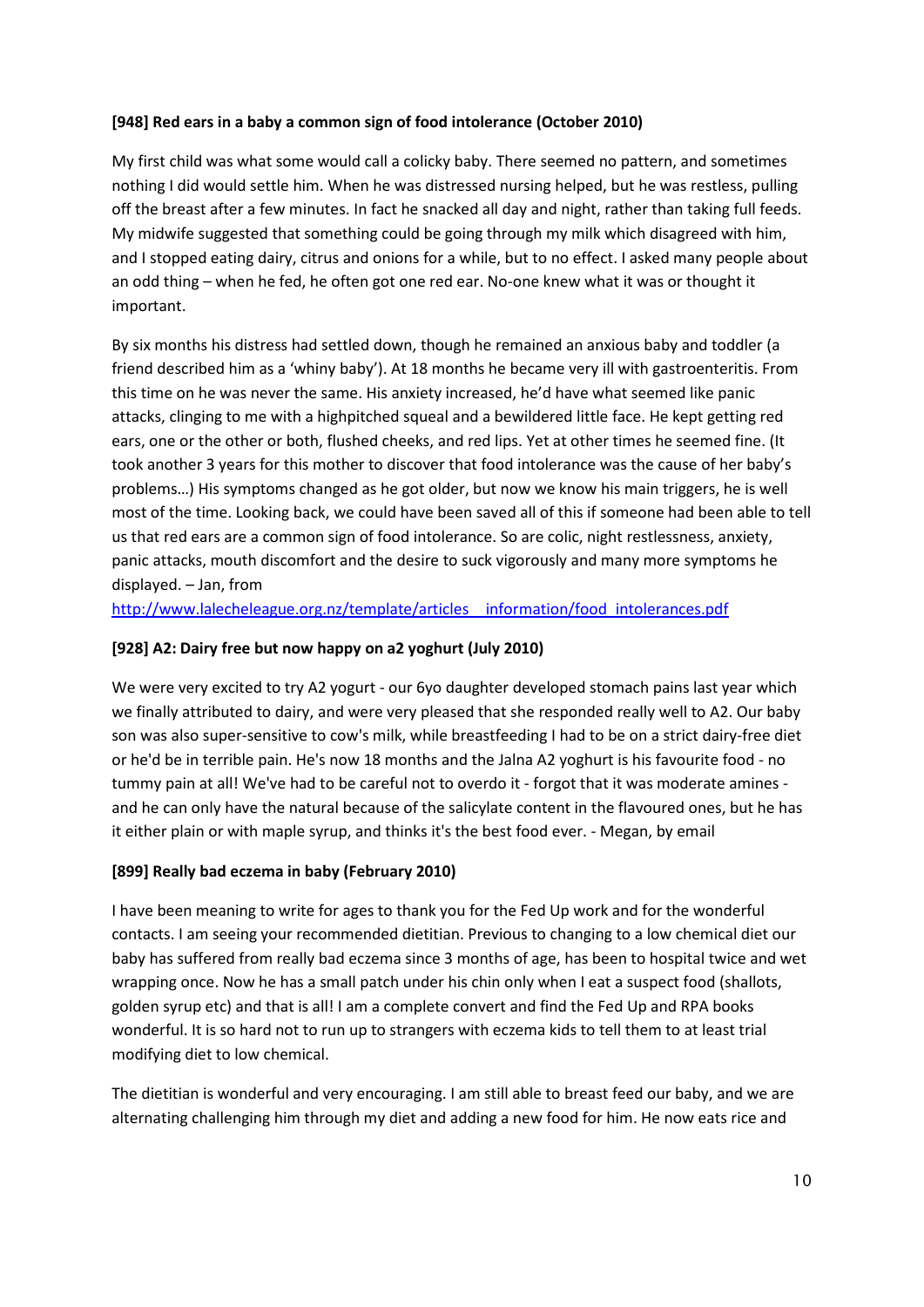**[948] Red ears in a baby a common sign of food intolerance (October 2010)**

My first child was what some would call a colicky baby. There seemed no pattern, and sometimes nothing I did would settle him. When he was distressed nursing helped, but he was restless, pulling off the breast after a few minutes. In fact he snacked all day and night, rather than taking full feeds. My midwife suggested that something could be going through my milk which disagreed with him, and I stopped eating dairy, citrus and onions for a while, but to no effect. I asked many people about an odd thing – when he fed, he often got one red ear. No-one knew what it was or thought it important.

By six months his distress had settled down, though he remained an anxious baby and toddler (a friend described him as a 'whiny baby'). At 18 months he became very ill with gastroenteritis. From this time on he was never the same. His anxiety increased, he'd have what seemed like panic attacks, clinging to me with a highpitched squeal and a bewildered little face. He kept getting red ears, one or the other or both, flushed cheeks, and red lips. Yet at other times he seemed fine. (It took another 3 years for this mother to discover that food intolerance was the cause of her baby's problems…) His symptoms changed as he got older, but now we know his main triggers, he is well most of the time. Looking back, we could have been saved all of this if someone had been able to tell us that red ears are a common sign of food intolerance. So are colic, night restlessness, anxiety, panic attacks, mouth discomfort and the desire to suck vigorously and many more symptoms he displayed. – Jan, from http://www.lalecheleague.org.nz/template/articles__information/food_intolerances.pdf

**[928] A2: Dairy free but now happy on a2 yoghurt (July 2010)**

We were very excited to try A2 yogurt - our 6yo daughter developed stomach pains last year which we finally attributed to dairy, and were very pleased that she responded really well to A2. Our baby son was also super-sensitive to cow's milk, while breastfeeding I had to be on a strict dairy-free diet or he'd be in terrible pain. He's now 18 months and the Jalna A2 yoghurt is his favourite food - no tummy pain at all! We've had to be careful not to overdo it - forgot that it was moderate amines - and he can only have the natural because of the salicylate content in the flavoured ones, but he has it either plain or with maple syrup, and thinks it's the best food ever. - Megan, by email

**[899] Really bad eczema in baby (February 2010)**

I have been meaning to write for ages to thank you for the Fed Up work and for the wonderful contacts. I am seeing your recommended dietitian. Previous to changing to a low chemical diet our baby has suffered from really bad eczema since 3 months of age, has been to hospital twice and wet wrapping once. Now he has a small patch under his chin only when I eat a suspect food (shallots, golden syrup etc) and that is all! I am a complete convert and find the Fed Up and RPA books wonderful. It is so hard not to run up to strangers with eczema kids to tell them to at least trial modifying diet to low chemical.

The dietitian is wonderful and very encouraging. I am still able to breast feed our baby, and we are alternating challenging him through my diet and adding a new food for him. He now eats rice and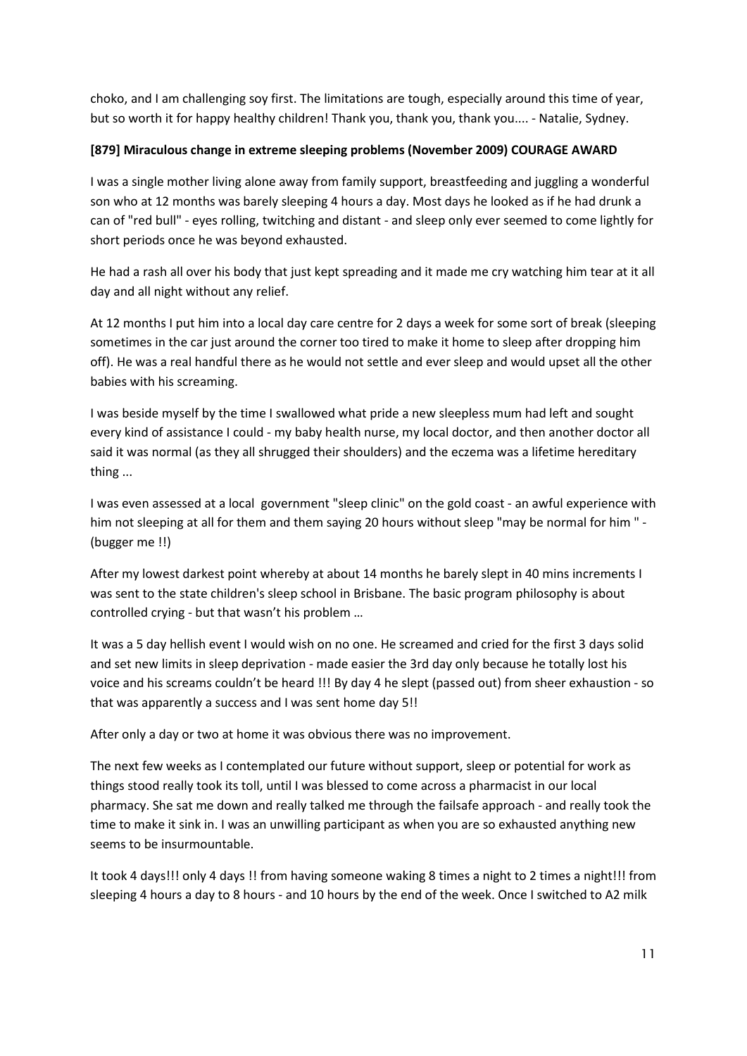choko, and I am challenging soy first. The limitations are tough, especially around this time of year, but so worth it for happy healthy children! Thank you, thank you, thank you.... - Natalie, Sydney.

**[879] Miraculous change in extreme sleeping problems (November 2009) COURAGE AWARD**

I was a single mother living alone away from family support, breastfeeding and juggling a wonderful son who at 12 months was barely sleeping 4 hours a day. Most days he looked as if he had drunk a can of "red bull" - eyes rolling, twitching and distant - and sleep only ever seemed to come lightly for short periods once he was beyond exhausted.

He had a rash all over his body that just kept spreading and it made me cry watching him tear at it all day and all night without any relief.

At 12 months I put him into a local day care centre for 2 days a week for some sort of break (sleeping sometimes in the car just around the corner too tired to make it home to sleep after dropping him off). He was a real handful there as he would not settle and ever sleep and would upset all the other babies with his screaming.

I was beside myself by the time I swallowed what pride a new sleepless mum had left and sought every kind of assistance I could - my baby health nurse, my local doctor, and then another doctor all said it was normal (as they all shrugged their shoulders) and the eczema was a lifetime hereditary thing ...

I was even assessed at a local government "sleep clinic" on the gold coast - an awful experience with him not sleeping at all for them and them saying 20 hours without sleep "may be normal for him " - (bugger me !!)

After my lowest darkest point whereby at about 14 months he barely slept in 40 mins increments I was sent to the state children's sleep school in Brisbane. The basic program philosophy is about controlled crying - but that wasn't his problem …

It was a 5 day hellish event I would wish on no one. He screamed and cried for the first 3 days solid and set new limits in sleep deprivation - made easier the 3rd day only because he totally lost his voice and his screams couldn't be heard !!! By day 4 he slept (passed out) from sheer exhaustion - so that was apparently a success and I was sent home day 5!!

After only a day or two at home it was obvious there was no improvement.

The next few weeks as I contemplated our future without support, sleep or potential for work as things stood really took its toll, until I was blessed to come across a pharmacist in our local pharmacy. She sat me down and really talked me through the failsafe approach - and really took the time to make it sink in. I was an unwilling participant as when you are so exhausted anything new seems to be insurmountable.

It took 4 days!!! only 4 days !! from having someone waking 8 times a night to 2 times a night!!! from sleeping 4 hours a day to 8 hours - and 10 hours by the end of the week. Once I switched to A2 milk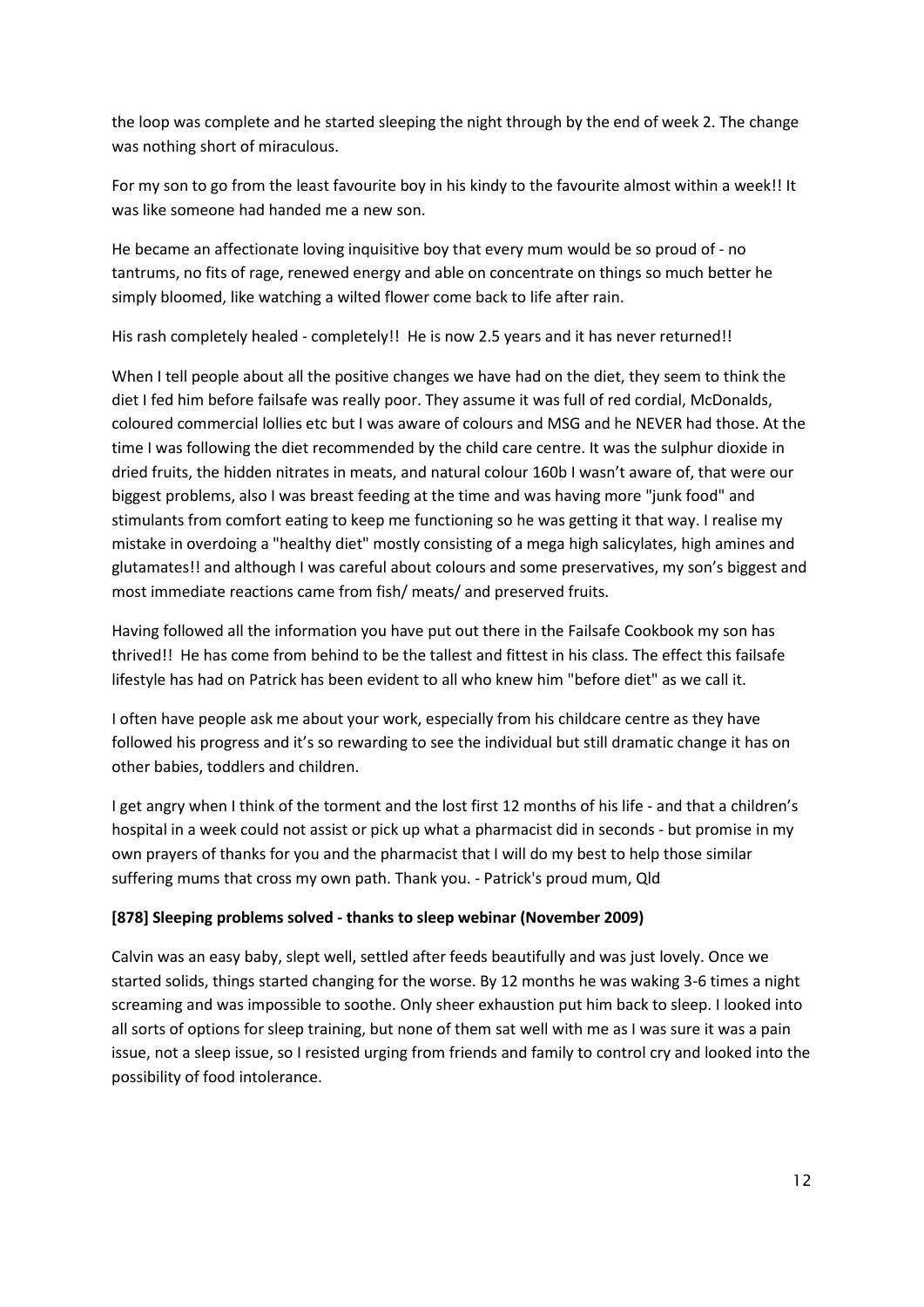the loop was complete and he started sleeping the night through by the end of week 2. The change was nothing short of miraculous.

For my son to go from the least favourite boy in his kindy to the favourite almost within a week!! It was like someone had handed me a new son.

He became an affectionate loving inquisitive boy that every mum would be so proud of - no tantrums, no fits of rage, renewed energy and able on concentrate on things so much better he simply bloomed, like watching a wilted flower come back to life after rain.

His rash completely healed - completely!! He is now 2.5 years and it has never returned!!

When I tell people about all the positive changes we have had on the diet, they seem to think the diet I fed him before failsafe was really poor. They assume it was full of red cordial, McDonalds, coloured commercial lollies etc but I was aware of colours and MSG and he NEVER had those. At the time I was following the diet recommended by the child care centre. It was the sulphur dioxide in dried fruits, the hidden nitrates in meats, and natural colour 160b I wasn't aware of, that were our biggest problems, also I was breast feeding at the time and was having more "junk food" and stimulants from comfort eating to keep me functioning so he was getting it that way. I realise my mistake in overdoing a "healthy diet" mostly consisting of a mega high salicylates, high amines and glutamates!! and although I was careful about colours and some preservatives, my son's biggest and most immediate reactions came from fish/ meats/ and preserved fruits.

Having followed all the information you have put out there in the Failsafe Cookbook my son has thrived!! He has come from behind to be the tallest and fittest in his class. The effect this failsafe lifestyle has had on Patrick has been evident to all who knew him "before diet" as we call it.

I often have people ask me about your work, especially from his childcare centre as they have followed his progress and it's so rewarding to see the individual but still dramatic change it has on other babies, toddlers and children.

I get angry when I think of the torment and the lost first 12 months of his life - and that a children's hospital in a week could not assist or pick up what a pharmacist did in seconds - but promise in my own prayers of thanks for you and the pharmacist that I will do my best to help those similar suffering mums that cross my own path. Thank you. - Patrick's proud mum, Qld

**[878] Sleeping problems solved - thanks to sleep webinar (November 2009)**

Calvin was an easy baby, slept well, settled after feeds beautifully and was just lovely. Once we started solids, things started changing for the worse. By 12 months he was waking 3-6 times a night screaming and was impossible to soothe. Only sheer exhaustion put him back to sleep. I looked into all sorts of options for sleep training, but none of them sat well with me as I was sure it was a pain issue, not a sleep issue, so I resisted urging from friends and family to control cry and looked into the possibility of food intolerance.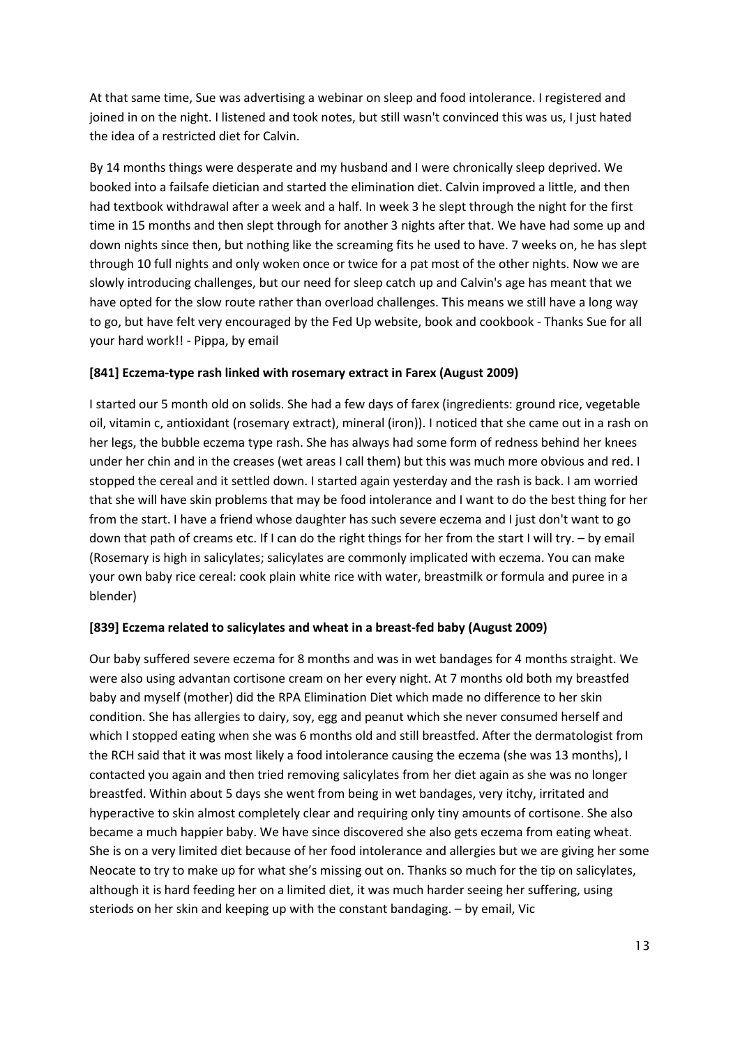At that same time, Sue was advertising a webinar on sleep and food intolerance. I registered and joined in on the night. I listened and took notes, but still wasn't convinced this was us, I just hated the idea of a restricted diet for Calvin.

By 14 months things were desperate and my husband and I were chronically sleep deprived. We booked into a failsafe dietician and started the elimination diet. Calvin improved a little, and then had textbook withdrawal after a week and a half. In week 3 he slept through the night for the first time in 15 months and then slept through for another 3 nights after that. We have had some up and down nights since then, but nothing like the screaming fits he used to have. 7 weeks on, he has slept through 10 full nights and only woken once or twice for a pat most of the other nights. Now we are slowly introducing challenges, but our need for sleep catch up and Calvin's age has meant that we have opted for the slow route rather than overload challenges. This means we still have a long way to go, but have felt very encouraged by the Fed Up website, book and cookbook - Thanks Sue for all your hard work!! - Pippa, by email

**[841] Eczema-type rash linked with rosemary extract in Farex (August 2009)**

I started our 5 month old on solids. She had a few days of farex (ingredients: ground rice, vegetable oil, vitamin c, antioxidant (rosemary extract), mineral (iron)). I noticed that she came out in a rash on her legs, the bubble eczema type rash. She has always had some form of redness behind her knees under her chin and in the creases (wet areas I call them) but this was much more obvious and red. I stopped the cereal and it settled down. I started again yesterday and the rash is back. I am worried that she will have skin problems that may be food intolerance and I want to do the best thing for her from the start. I have a friend whose daughter has such severe eczema and I just don't want to go down that path of creams etc. If I can do the right things for her from the start I will try. – by email (Rosemary is high in salicylates; salicylates are commonly implicated with eczema. You can make your own baby rice cereal: cook plain white rice with water, breastmilk or formula and puree in a blender)

**[839] Eczema related to salicylates and wheat in a breast-fed baby (August 2009)**

Our baby suffered severe eczema for 8 months and was in wet bandages for 4 months straight. We were also using advantan cortisone cream on her every night. At 7 months old both my breastfed baby and myself (mother) did the RPA Elimination Diet which made no difference to her skin condition. She has allergies to dairy, soy, egg and peanut which she never consumed herself and which I stopped eating when she was 6 months old and still breastfed. After the dermatologist from the RCH said that it was most likely a food intolerance causing the eczema (she was 13 months), I contacted you again and then tried removing salicylates from her diet again as she was no longer breastfed. Within about 5 days she went from being in wet bandages, very itchy, irritated and hyperactive to skin almost completely clear and requiring only tiny amounts of cortisone. She also became a much happier baby. We have since discovered she also gets eczema from eating wheat. She is on a very limited diet because of her food intolerance and allergies but we are giving her some Neocate to try to make up for what she's missing out on. Thanks so much for the tip on salicylates, although it is hard feeding her on a limited diet, it was much harder seeing her suffering, using steriods on her skin and keeping up with the constant bandaging. – by email, Vic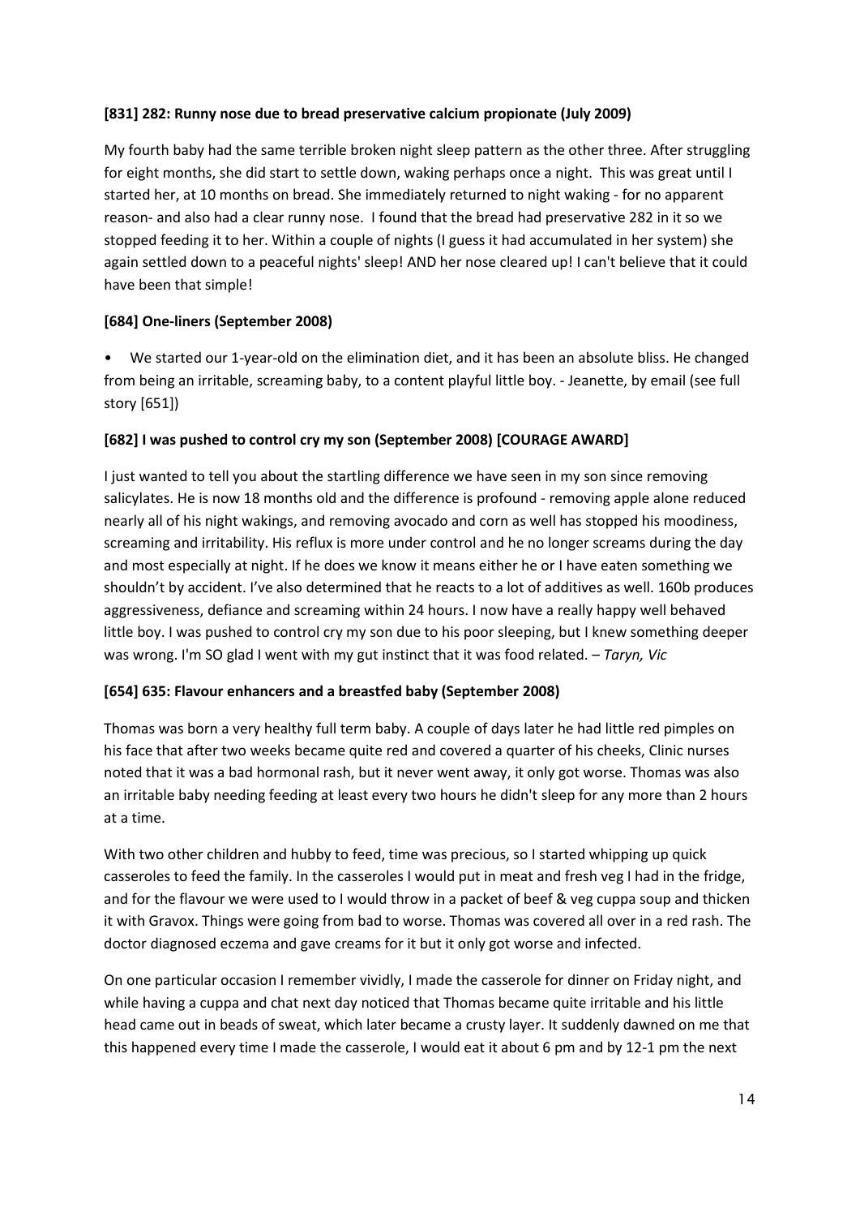**[831] 282: Runny nose due to bread preservative calcium propionate (July 2009)**

My fourth baby had the same terrible broken night sleep pattern as the other three. After struggling for eight months, she did start to settle down, waking perhaps once a night. This was great until I started her, at 10 months on bread. She immediately returned to night waking - for no apparent reason- and also had a clear runny nose. I found that the bread had preservative 282 in it so we stopped feeding it to her. Within a couple of nights (I guess it had accumulated in her system) she again settled down to a peaceful nights' sleep! AND her nose cleared up! I can't believe that it could have been that simple!

**[684] One-liners (September 2008)**

- We started our 1-year-old on the elimination diet, and it has been an absolute bliss. He changed from being an irritable, screaming baby, to a content playful little boy. - Jeanette, by email (see full story [651])

**[682] I was pushed to control cry my son (September 2008) [COURAGE AWARD]**

I just wanted to tell you about the startling difference we have seen in my son since removing salicylates. He is now 18 months old and the difference is profound - removing apple alone reduced nearly all of his night wakings, and removing avocado and corn as well has stopped his moodiness, screaming and irritability. His reflux is more under control and he no longer screams during the day and most especially at night. If he does we know it means either he or I have eaten something we shouldn't by accident. I've also determined that he reacts to a lot of additives as well. 160b produces aggressiveness, defiance and screaming within 24 hours. I now have a really happy well behaved little boy. I was pushed to control cry my son due to his poor sleeping, but I knew something deeper was wrong. I'm SO glad I went with my gut instinct that it was food related. – *Taryn, Vic*

**[654] 635: Flavour enhancers and a breastfed baby (September 2008)**

Thomas was born a very healthy full term baby. A couple of days later he had little red pimples on his face that after two weeks became quite red and covered a quarter of his cheeks, Clinic nurses noted that it was a bad hormonal rash, but it never went away, it only got worse. Thomas was also an irritable baby needing feeding at least every two hours he didn't sleep for any more than 2 hours at a time.

With two other children and hubby to feed, time was precious, so I started whipping up quick casseroles to feed the family. In the casseroles I would put in meat and fresh veg I had in the fridge, and for the flavour we were used to I would throw in a packet of beef & veg cuppa soup and thicken it with Gravox. Things were going from bad to worse. Thomas was covered all over in a red rash. The doctor diagnosed eczema and gave creams for it but it only got worse and infected.

On one particular occasion I remember vividly, I made the casserole for dinner on Friday night, and while having a cuppa and chat next day noticed that Thomas became quite irritable and his little head came out in beads of sweat, which later became a crusty layer. It suddenly dawned on me that this happened every time I made the casserole, I would eat it about 6 pm and by 12-1 pm the next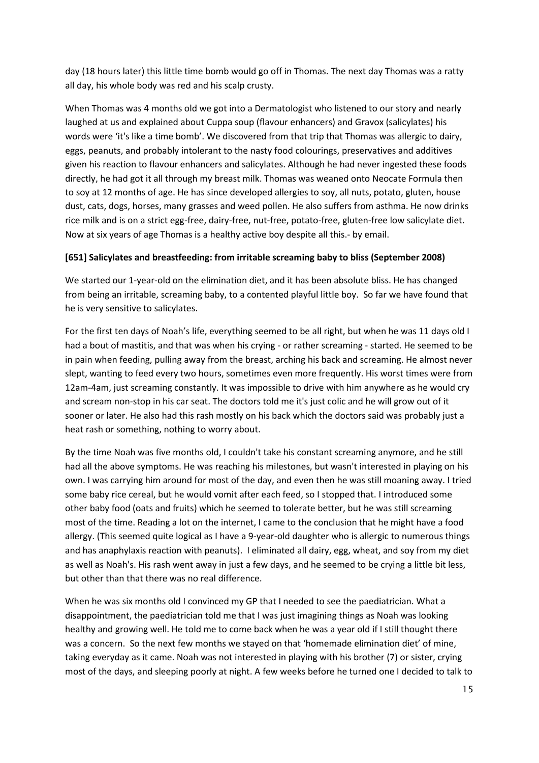day (18 hours later) this little time bomb would go off in Thomas. The next day Thomas was a ratty all day, his whole body was red and his scalp crusty.

When Thomas was 4 months old we got into a Dermatologist who listened to our story and nearly laughed at us and explained about Cuppa soup (flavour enhancers) and Gravox (salicylates) his words were 'it's like a time bomb'. We discovered from that trip that Thomas was allergic to dairy, eggs, peanuts, and probably intolerant to the nasty food colourings, preservatives and additives given his reaction to flavour enhancers and salicylates. Although he had never ingested these foods directly, he had got it all through my breast milk. Thomas was weaned onto Neocate Formula then to soy at 12 months of age. He has since developed allergies to soy, all nuts, potato, gluten, house dust, cats, dogs, horses, many grasses and weed pollen. He also suffers from asthma. He now drinks rice milk and is on a strict egg-free, dairy-free, nut-free, potato-free, gluten-free low salicylate diet. Now at six years of age Thomas is a healthy active boy despite all this.- by email.

**[651] Salicylates and breastfeeding: from irritable screaming baby to bliss (September 2008)**

We started our 1-year-old on the elimination diet, and it has been absolute bliss. He has changed from being an irritable, screaming baby, to a contented playful little boy. So far we have found that he is very sensitive to salicylates.

For the first ten days of Noah's life, everything seemed to be all right, but when he was 11 days old I had a bout of mastitis, and that was when his crying - or rather screaming - started. He seemed to be in pain when feeding, pulling away from the breast, arching his back and screaming. He almost never slept, wanting to feed every two hours, sometimes even more frequently. His worst times were from 12am-4am, just screaming constantly. It was impossible to drive with him anywhere as he would cry and scream non-stop in his car seat. The doctors told me it's just colic and he will grow out of it sooner or later. He also had this rash mostly on his back which the doctors said was probably just a heat rash or something, nothing to worry about.

By the time Noah was five months old, I couldn't take his constant screaming anymore, and he still had all the above symptoms. He was reaching his milestones, but wasn't interested in playing on his own. I was carrying him around for most of the day, and even then he was still moaning away. I tried some baby rice cereal, but he would vomit after each feed, so I stopped that. I introduced some other baby food (oats and fruits) which he seemed to tolerate better, but he was still screaming most of the time. Reading a lot on the internet, I came to the conclusion that he might have a food allergy. (This seemed quite logical as I have a 9-year-old daughter who is allergic to numerous things and has anaphylaxis reaction with peanuts). I eliminated all dairy, egg, wheat, and soy from my diet as well as Noah's. His rash went away in just a few days, and he seemed to be crying a little bit less, but other than that there was no real difference.

When he was six months old I convinced my GP that I needed to see the paediatrician. What a disappointment, the paediatrician told me that I was just imagining things as Noah was looking healthy and growing well. He told me to come back when he was a year old if I still thought there was a concern. So the next few months we stayed on that 'homemade elimination diet' of mine, taking everyday as it came. Noah was not interested in playing with his brother (7) or sister, crying most of the days, and sleeping poorly at night. A few weeks before he turned one I decided to talk to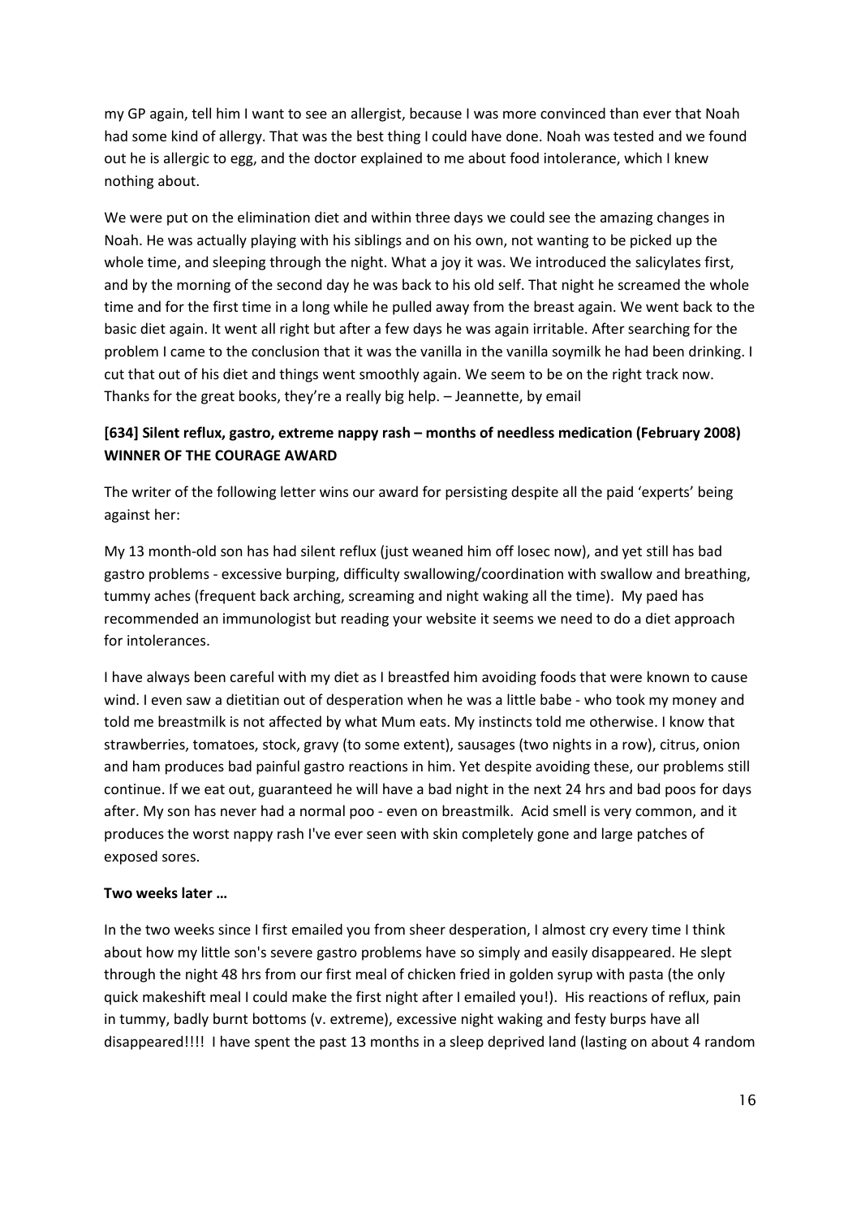my GP again, tell him I want to see an allergist, because I was more convinced than ever that Noah had some kind of allergy. That was the best thing I could have done. Noah was tested and we found out he is allergic to egg, and the doctor explained to me about food intolerance, which I knew nothing about.

We were put on the elimination diet and within three days we could see the amazing changes in Noah. He was actually playing with his siblings and on his own, not wanting to be picked up the whole time, and sleeping through the night. What a joy it was. We introduced the salicylates first, and by the morning of the second day he was back to his old self. That night he screamed the whole time and for the first time in a long while he pulled away from the breast again. We went back to the basic diet again. It went all right but after a few days he was again irritable. After searching for the problem I came to the conclusion that it was the vanilla in the vanilla soymilk he had been drinking. I cut that out of his diet and things went smoothly again. We seem to be on the right track now. Thanks for the great books, they're a really big help. – Jeannette, by email

### [634] Silent reflux, gastro, extreme nappy rash – months of needless medication (February 2008) WINNER OF THE COURAGE AWARD

The writer of the following letter wins our award for persisting despite all the paid 'experts' being against her:

My 13 month-old son has had silent reflux (just weaned him off losec now), and yet still has bad gastro problems - excessive burping, difficulty swallowing/coordination with swallow and breathing, tummy aches (frequent back arching, screaming and night waking all the time). My paed has recommended an immunologist but reading your website it seems we need to do a diet approach for intolerances.

I have always been careful with my diet as I breastfed him avoiding foods that were known to cause wind. I even saw a dietitian out of desperation when he was a little babe - who took my money and told me breastmilk is not affected by what Mum eats. My instincts told me otherwise. I know that strawberries, tomatoes, stock, gravy (to some extent), sausages (two nights in a row), citrus, onion and ham produces bad painful gastro reactions in him. Yet despite avoiding these, our problems still continue. If we eat out, guaranteed he will have a bad night in the next 24 hrs and bad poos for days after. My son has never had a normal poo - even on breastmilk. Acid smell is very common, and it produces the worst nappy rash I've ever seen with skin completely gone and large patches of exposed sores.

**Two weeks later …**

In the two weeks since I first emailed you from sheer desperation, I almost cry every time I think about how my little son's severe gastro problems have so simply and easily disappeared. He slept through the night 48 hrs from our first meal of chicken fried in golden syrup with pasta (the only quick makeshift meal I could make the first night after I emailed you!). His reactions of reflux, pain in tummy, badly burnt bottoms (v. extreme), excessive night waking and festy burps have all disappeared!!!! I have spent the past 13 months in a sleep deprived land (lasting on about 4 random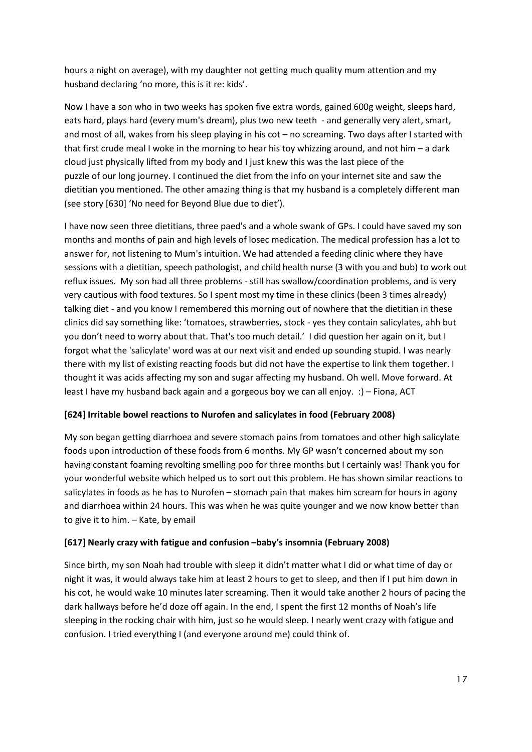hours a night on average), with my daughter not getting much quality mum attention and my husband declaring 'no more, this is it re: kids'.

Now I have a son who in two weeks has spoken five extra words, gained 600g weight, sleeps hard, eats hard, plays hard (every mum's dream), plus two new teeth - and generally very alert, smart, and most of all, wakes from his sleep playing in his cot – no screaming. Two days after I started with that first crude meal I woke in the morning to hear his toy whizzing around, and not him – a dark cloud just physically lifted from my body and I just knew this was the last piece of the puzzle of our long journey. I continued the diet from the info on your internet site and saw the dietitian you mentioned. The other amazing thing is that my husband is a completely different man (see story [630] 'No need for Beyond Blue due to diet').

I have now seen three dietitians, three paed's and a whole swank of GPs. I could have saved my son months and months of pain and high levels of losec medication. The medical profession has a lot to answer for, not listening to Mum's intuition. We had attended a feeding clinic where they have sessions with a dietitian, speech pathologist, and child health nurse (3 with you and bub) to work out reflux issues. My son had all three problems - still has swallow/coordination problems, and is very very cautious with food textures. So I spent most my time in these clinics (been 3 times already) talking diet - and you know I remembered this morning out of nowhere that the dietitian in these clinics did say something like: 'tomatoes, strawberries, stock - yes they contain salicylates, ahh but you don't need to worry about that. That's too much detail.' I did question her again on it, but I forgot what the 'salicylate' word was at our next visit and ended up sounding stupid. I was nearly there with my list of existing reacting foods but did not have the expertise to link them together. I thought it was acids affecting my son and sugar affecting my husband. Oh well. Move forward. At least I have my husband back again and a gorgeous boy we can all enjoy. :) – Fiona, ACT

**[624] Irritable bowel reactions to Nurofen and salicylates in food (February 2008)**

My son began getting diarrhoea and severe stomach pains from tomatoes and other high salicylate foods upon introduction of these foods from 6 months. My GP wasn't concerned about my son having constant foaming revolting smelling poo for three months but I certainly was! Thank you for your wonderful website which helped us to sort out this problem. He has shown similar reactions to salicylates in foods as he has to Nurofen – stomach pain that makes him scream for hours in agony and diarrhoea within 24 hours. This was when he was quite younger and we now know better than to give it to him. – Kate, by email

**[617] Nearly crazy with fatigue and confusion –baby's insomnia (February 2008)**

Since birth, my son Noah had trouble with sleep it didn't matter what I did or what time of day or night it was, it would always take him at least 2 hours to get to sleep, and then if I put him down in his cot, he would wake 10 minutes later screaming. Then it would take another 2 hours of pacing the dark hallways before he'd doze off again. In the end, I spent the first 12 months of Noah's life sleeping in the rocking chair with him, just so he would sleep. I nearly went crazy with fatigue and confusion. I tried everything I (and everyone around me) could think of.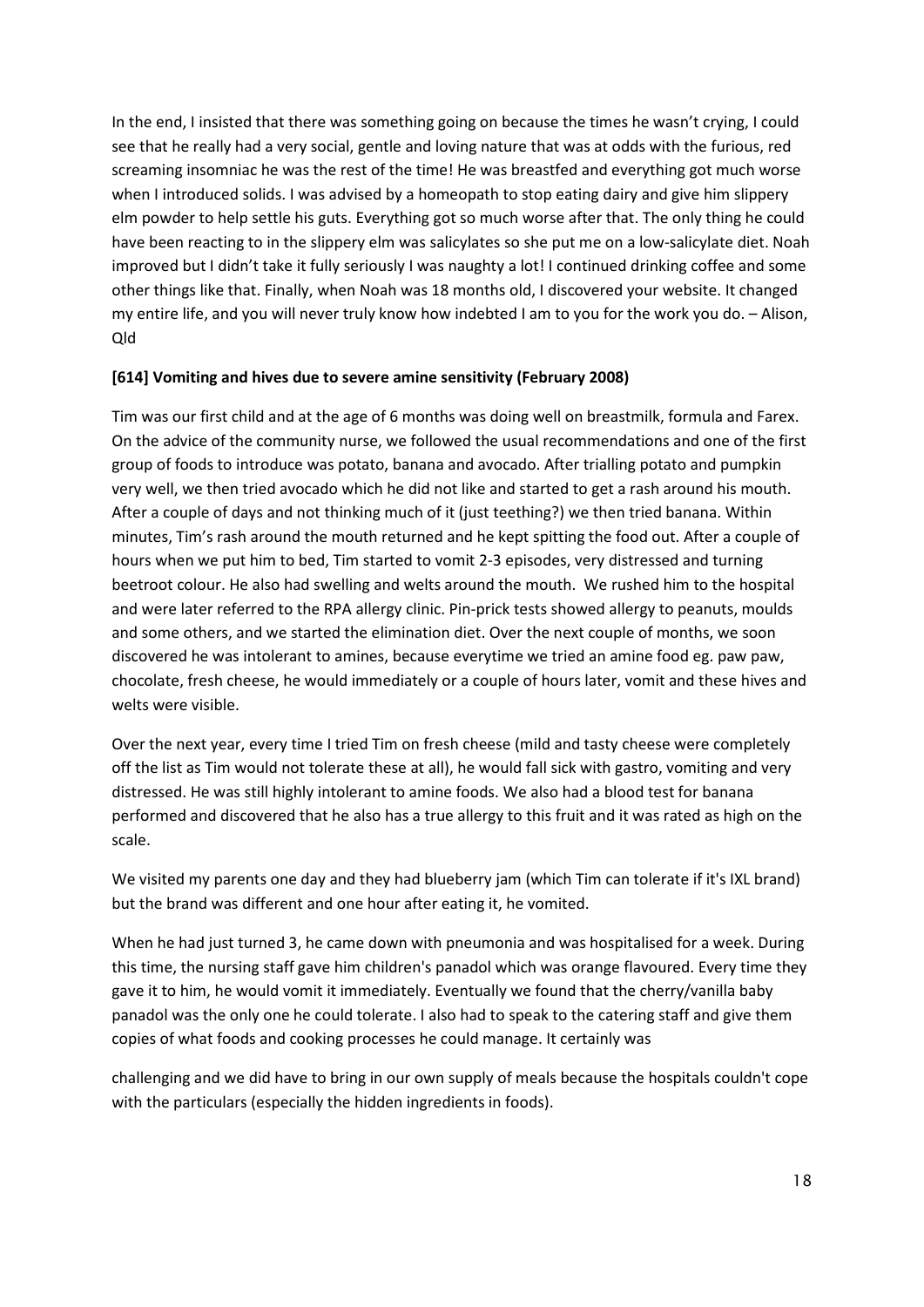In the end, I insisted that there was something going on because the times he wasn't crying, I could see that he really had a very social, gentle and loving nature that was at odds with the furious, red screaming insomniac he was the rest of the time! He was breastfed and everything got much worse when I introduced solids. I was advised by a homeopath to stop eating dairy and give him slippery elm powder to help settle his guts. Everything got so much worse after that. The only thing he could have been reacting to in the slippery elm was salicylates so she put me on a low-salicylate diet. Noah improved but I didn't take it fully seriously I was naughty a lot! I continued drinking coffee and some other things like that. Finally, when Noah was 18 months old, I discovered your website. It changed my entire life, and you will never truly know how indebted I am to you for the work you do. – Alison, Qld

**[614] Vomiting and hives due to severe amine sensitivity (February 2008)**

Tim was our first child and at the age of 6 months was doing well on breastmilk, formula and Farex. On the advice of the community nurse, we followed the usual recommendations and one of the first group of foods to introduce was potato, banana and avocado. After trialling potato and pumpkin very well, we then tried avocado which he did not like and started to get a rash around his mouth. After a couple of days and not thinking much of it (just teething?) we then tried banana. Within minutes, Tim's rash around the mouth returned and he kept spitting the food out. After a couple of hours when we put him to bed, Tim started to vomit 2-3 episodes, very distressed and turning beetroot colour. He also had swelling and welts around the mouth. We rushed him to the hospital and were later referred to the RPA allergy clinic. Pin-prick tests showed allergy to peanuts, moulds and some others, and we started the elimination diet. Over the next couple of months, we soon discovered he was intolerant to amines, because everytime we tried an amine food eg. paw paw, chocolate, fresh cheese, he would immediately or a couple of hours later, vomit and these hives and welts were visible.

Over the next year, every time I tried Tim on fresh cheese (mild and tasty cheese were completely off the list as Tim would not tolerate these at all), he would fall sick with gastro, vomiting and very distressed. He was still highly intolerant to amine foods. We also had a blood test for banana performed and discovered that he also has a true allergy to this fruit and it was rated as high on the scale.

We visited my parents one day and they had blueberry jam (which Tim can tolerate if it's IXL brand) but the brand was different and one hour after eating it, he vomited.

When he had just turned 3, he came down with pneumonia and was hospitalised for a week. During this time, the nursing staff gave him children's panadol which was orange flavoured. Every time they gave it to him, he would vomit it immediately. Eventually we found that the cherry/vanilla baby panadol was the only one he could tolerate. I also had to speak to the catering staff and give them copies of what foods and cooking processes he could manage. It certainly was challenging and we did have to bring in our own supply of meals because the hospitals couldn't cope with the particulars (especially the hidden ingredients in foods).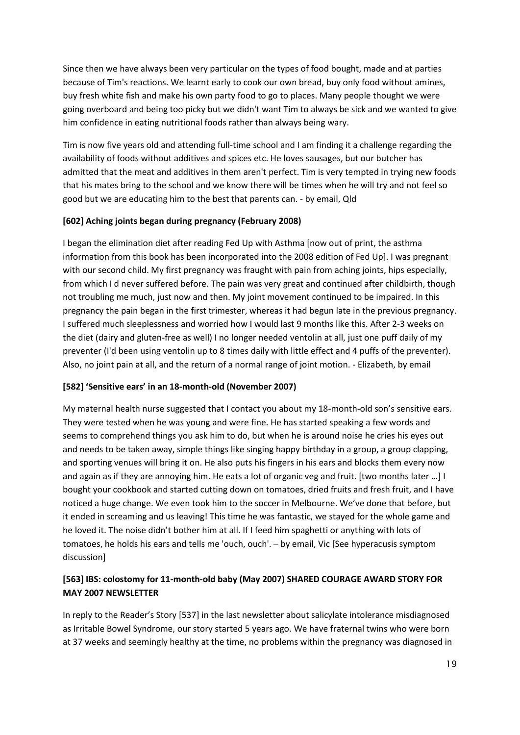Since then we have always been very particular on the types of food bought, made and at parties because of Tim's reactions. We learnt early to cook our own bread, buy only food without amines, buy fresh white fish and make his own party food to go to places. Many people thought we were going overboard and being too picky but we didn't want Tim to always be sick and we wanted to give him confidence in eating nutritional foods rather than always being wary.

Tim is now five years old and attending full-time school and I am finding it a challenge regarding the availability of foods without additives and spices etc. He loves sausages, but our butcher has admitted that the meat and additives in them aren't perfect. Tim is very tempted in trying new foods that his mates bring to the school and we know there will be times when he will try and not feel so good but we are educating him to the best that parents can. - by email, Qld

**[602] Aching joints began during pregnancy (February 2008)**

I began the elimination diet after reading Fed Up with Asthma [now out of print, the asthma information from this book has been incorporated into the 2008 edition of Fed Up]. I was pregnant with our second child. My first pregnancy was fraught with pain from aching joints, hips especially, from which I d never suffered before. The pain was very great and continued after childbirth, though not troubling me much, just now and then. My joint movement continued to be impaired. In this pregnancy the pain began in the first trimester, whereas it had begun late in the previous pregnancy. I suffered much sleeplessness and worried how I would last 9 months like this. After 2-3 weeks on the diet (dairy and gluten-free as well) I no longer needed ventolin at all, just one puff daily of my preventer (I'd been using ventolin up to 8 times daily with little effect and 4 puffs of the preventer). Also, no joint pain at all, and the return of a normal range of joint motion. - Elizabeth, by email

**[582] 'Sensitive ears' in an 18-month-old (November 2007)**

My maternal health nurse suggested that I contact you about my 18-month-old son's sensitive ears. They were tested when he was young and were fine. He has started speaking a few words and seems to comprehend things you ask him to do, but when he is around noise he cries his eyes out and needs to be taken away, simple things like singing happy birthday in a group, a group clapping, and sporting venues will bring it on. He also puts his fingers in his ears and blocks them every now and again as if they are annoying him. He eats a lot of organic veg and fruit. [two months later …] I bought your cookbook and started cutting down on tomatoes, dried fruits and fresh fruit, and I have noticed a huge change. We even took him to the soccer in Melbourne. We've done that before, but it ended in screaming and us leaving! This time he was fantastic, we stayed for the whole game and he loved it. The noise didn't bother him at all. If I feed him spaghetti or anything with lots of tomatoes, he holds his ears and tells me 'ouch, ouch'. – by email, Vic [See hyperacusis symptom discussion]

**[563] IBS: colostomy for 11-month-old baby (May 2007) SHARED COURAGE AWARD STORY FOR MAY 2007 NEWSLETTER**

In reply to the Reader's Story [537] in the last newsletter about salicylate intolerance misdiagnosed as Irritable Bowel Syndrome, our story started 5 years ago. We have fraternal twins who were born at 37 weeks and seemingly healthy at the time, no problems within the pregnancy was diagnosed in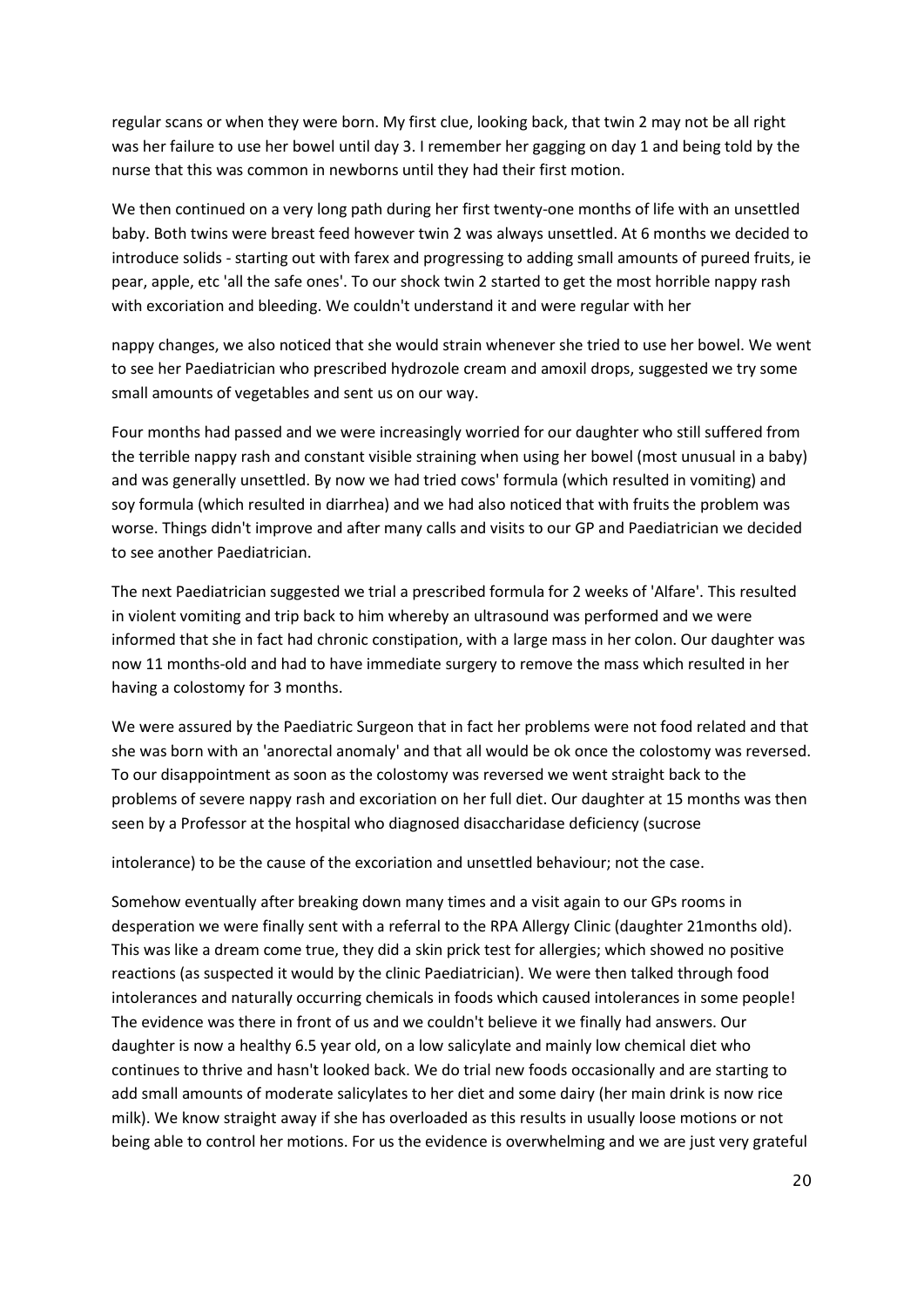regular scans or when they were born. My first clue, looking back, that twin 2 may not be all right was her failure to use her bowel until day 3. I remember her gagging on day 1 and being told by the nurse that this was common in newborns until they had their first motion.

We then continued on a very long path during her first twenty-one months of life with an unsettled baby. Both twins were breast feed however twin 2 was always unsettled. At 6 months we decided to introduce solids - starting out with farex and progressing to adding small amounts of pureed fruits, ie pear, apple, etc 'all the safe ones'. To our shock twin 2 started to get the most horrible nappy rash with excoriation and bleeding. We couldn't understand it and were regular with her

nappy changes, we also noticed that she would strain whenever she tried to use her bowel. We went to see her Paediatrician who prescribed hydrozole cream and amoxil drops, suggested we try some small amounts of vegetables and sent us on our way.

Four months had passed and we were increasingly worried for our daughter who still suffered from the terrible nappy rash and constant visible straining when using her bowel (most unusual in a baby) and was generally unsettled. By now we had tried cows' formula (which resulted in vomiting) and soy formula (which resulted in diarrhea) and we had also noticed that with fruits the problem was worse. Things didn't improve and after many calls and visits to our GP and Paediatrician we decided to see another Paediatrician.

The next Paediatrician suggested we trial a prescribed formula for 2 weeks of 'Alfare'. This resulted in violent vomiting and trip back to him whereby an ultrasound was performed and we were informed that she in fact had chronic constipation, with a large mass in her colon. Our daughter was now 11 months-old and had to have immediate surgery to remove the mass which resulted in her having a colostomy for 3 months.

We were assured by the Paediatric Surgeon that in fact her problems were not food related and that she was born with an 'anorectal anomaly' and that all would be ok once the colostomy was reversed. To our disappointment as soon as the colostomy was reversed we went straight back to the problems of severe nappy rash and excoriation on her full diet. Our daughter at 15 months was then seen by a Professor at the hospital who diagnosed disaccharidase deficiency (sucrose

intolerance) to be the cause of the excoriation and unsettled behaviour; not the case.

Somehow eventually after breaking down many times and a visit again to our GPs rooms in desperation we were finally sent with a referral to the RPA Allergy Clinic (daughter 21months old). This was like a dream come true, they did a skin prick test for allergies; which showed no positive reactions (as suspected it would by the clinic Paediatrician). We were then talked through food intolerances and naturally occurring chemicals in foods which caused intolerances in some people! The evidence was there in front of us and we couldn't believe it we finally had answers. Our daughter is now a healthy 6.5 year old, on a low salicylate and mainly low chemical diet who continues to thrive and hasn't looked back. We do trial new foods occasionally and are starting to add small amounts of moderate salicylates to her diet and some dairy (her main drink is now rice milk). We know straight away if she has overloaded as this results in usually loose motions or not being able to control her motions. For us the evidence is overwhelming and we are just very grateful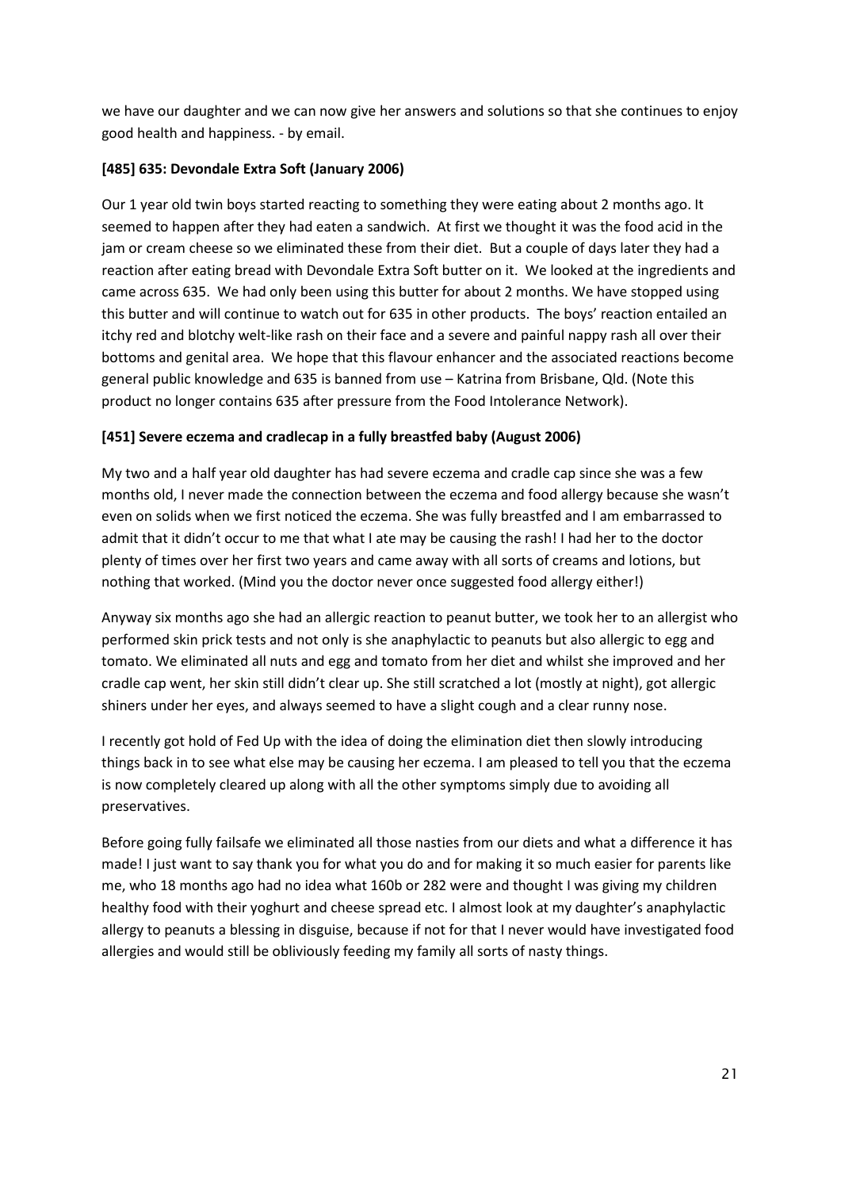we have our daughter and we can now give her answers and solutions so that she continues to enjoy good health and happiness. - by email.

**[485] 635: Devondale Extra Soft (January 2006)**

Our 1 year old twin boys started reacting to something they were eating about 2 months ago. It seemed to happen after they had eaten a sandwich. At first we thought it was the food acid in the jam or cream cheese so we eliminated these from their diet. But a couple of days later they had a reaction after eating bread with Devondale Extra Soft butter on it. We looked at the ingredients and came across 635. We had only been using this butter for about 2 months. We have stopped using this butter and will continue to watch out for 635 in other products. The boys' reaction entailed an itchy red and blotchy welt-like rash on their face and a severe and painful nappy rash all over their bottoms and genital area. We hope that this flavour enhancer and the associated reactions become general public knowledge and 635 is banned from use – Katrina from Brisbane, Qld. (Note this product no longer contains 635 after pressure from the Food Intolerance Network).

**[451] Severe eczema and cradlecap in a fully breastfed baby (August 2006)**

My two and a half year old daughter has had severe eczema and cradle cap since she was a few months old, I never made the connection between the eczema and food allergy because she wasn't even on solids when we first noticed the eczema. She was fully breastfed and I am embarrassed to admit that it didn't occur to me that what I ate may be causing the rash! I had her to the doctor plenty of times over her first two years and came away with all sorts of creams and lotions, but nothing that worked. (Mind you the doctor never once suggested food allergy either!)

Anyway six months ago she had an allergic reaction to peanut butter, we took her to an allergist who performed skin prick tests and not only is she anaphylactic to peanuts but also allergic to egg and tomato. We eliminated all nuts and egg and tomato from her diet and whilst she improved and her cradle cap went, her skin still didn't clear up. She still scratched a lot (mostly at night), got allergic shiners under her eyes, and always seemed to have a slight cough and a clear runny nose.

I recently got hold of Fed Up with the idea of doing the elimination diet then slowly introducing things back in to see what else may be causing her eczema. I am pleased to tell you that the eczema is now completely cleared up along with all the other symptoms simply due to avoiding all preservatives.

Before going fully failsafe we eliminated all those nasties from our diets and what a difference it has made! I just want to say thank you for what you do and for making it so much easier for parents like me, who 18 months ago had no idea what 160b or 282 were and thought I was giving my children healthy food with their yoghurt and cheese spread etc. I almost look at my daughter's anaphylactic allergy to peanuts a blessing in disguise, because if not for that I never would have investigated food allergies and would still be obliviously feeding my family all sorts of nasty things.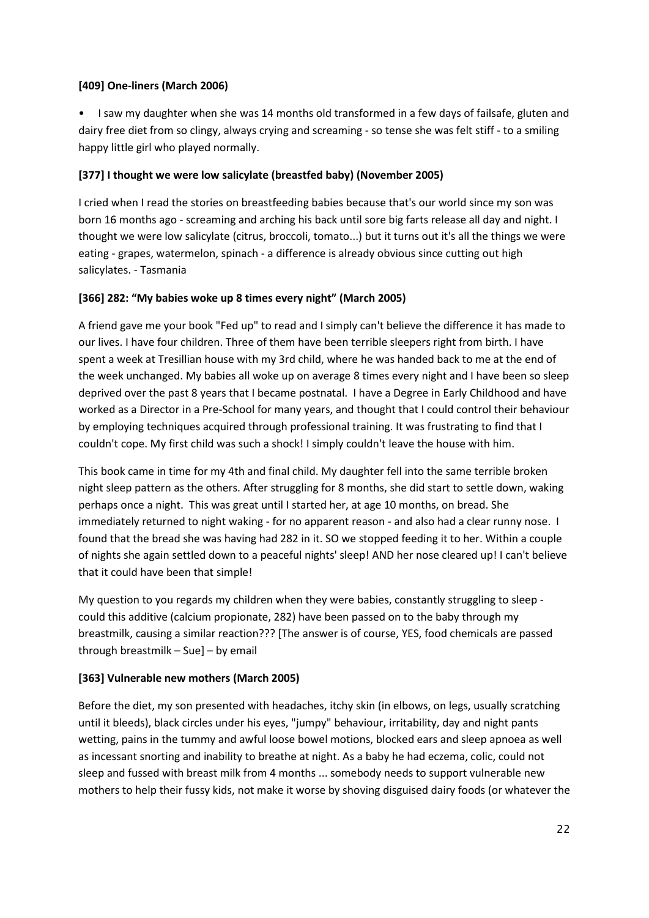**[409] One-liners (March 2006)**

- I saw my daughter when she was 14 months old transformed in a few days of failsafe, gluten and dairy free diet from so clingy, always crying and screaming - so tense she was felt stiff - to a smiling happy little girl who played normally.

**[377] I thought we were low salicylate (breastfed baby) (November 2005)**

I cried when I read the stories on breastfeeding babies because that's our world since my son was born 16 months ago - screaming and arching his back until sore big farts release all day and night. I thought we were low salicylate (citrus, broccoli, tomato...) but it turns out it's all the things we were eating - grapes, watermelon, spinach - a difference is already obvious since cutting out high salicylates. - Tasmania

**[366] 282: "My babies woke up 8 times every night" (March 2005)**

A friend gave me your book "Fed up" to read and I simply can't believe the difference it has made to our lives. I have four children. Three of them have been terrible sleepers right from birth. I have spent a week at Tresillian house with my 3rd child, where he was handed back to me at the end of the week unchanged. My babies all woke up on average 8 times every night and I have been so sleep deprived over the past 8 years that I became postnatal. I have a Degree in Early Childhood and have worked as a Director in a Pre-School for many years, and thought that I could control their behaviour by employing techniques acquired through professional training. It was frustrating to find that I couldn't cope. My first child was such a shock! I simply couldn't leave the house with him.

This book came in time for my 4th and final child. My daughter fell into the same terrible broken night sleep pattern as the others. After struggling for 8 months, she did start to settle down, waking perhaps once a night. This was great until I started her, at age 10 months, on bread. She immediately returned to night waking - for no apparent reason - and also had a clear runny nose. I found that the bread she was having had 282 in it. SO we stopped feeding it to her. Within a couple of nights she again settled down to a peaceful nights' sleep! AND her nose cleared up! I can't believe that it could have been that simple!

My question to you regards my children when they were babies, constantly struggling to sleep - could this additive (calcium propionate, 282) have been passed on to the baby through my breastmilk, causing a similar reaction??? [The answer is of course, YES, food chemicals are passed through breastmilk – Sue] – by email

**[363] Vulnerable new mothers (March 2005)**

Before the diet, my son presented with headaches, itchy skin (in elbows, on legs, usually scratching until it bleeds), black circles under his eyes, "jumpy" behaviour, irritability, day and night pants wetting, pains in the tummy and awful loose bowel motions, blocked ears and sleep apnoea as well as incessant snorting and inability to breathe at night. As a baby he had eczema, colic, could not sleep and fussed with breast milk from 4 months ... somebody needs to support vulnerable new mothers to help their fussy kids, not make it worse by shoving disguised dairy foods (or whatever the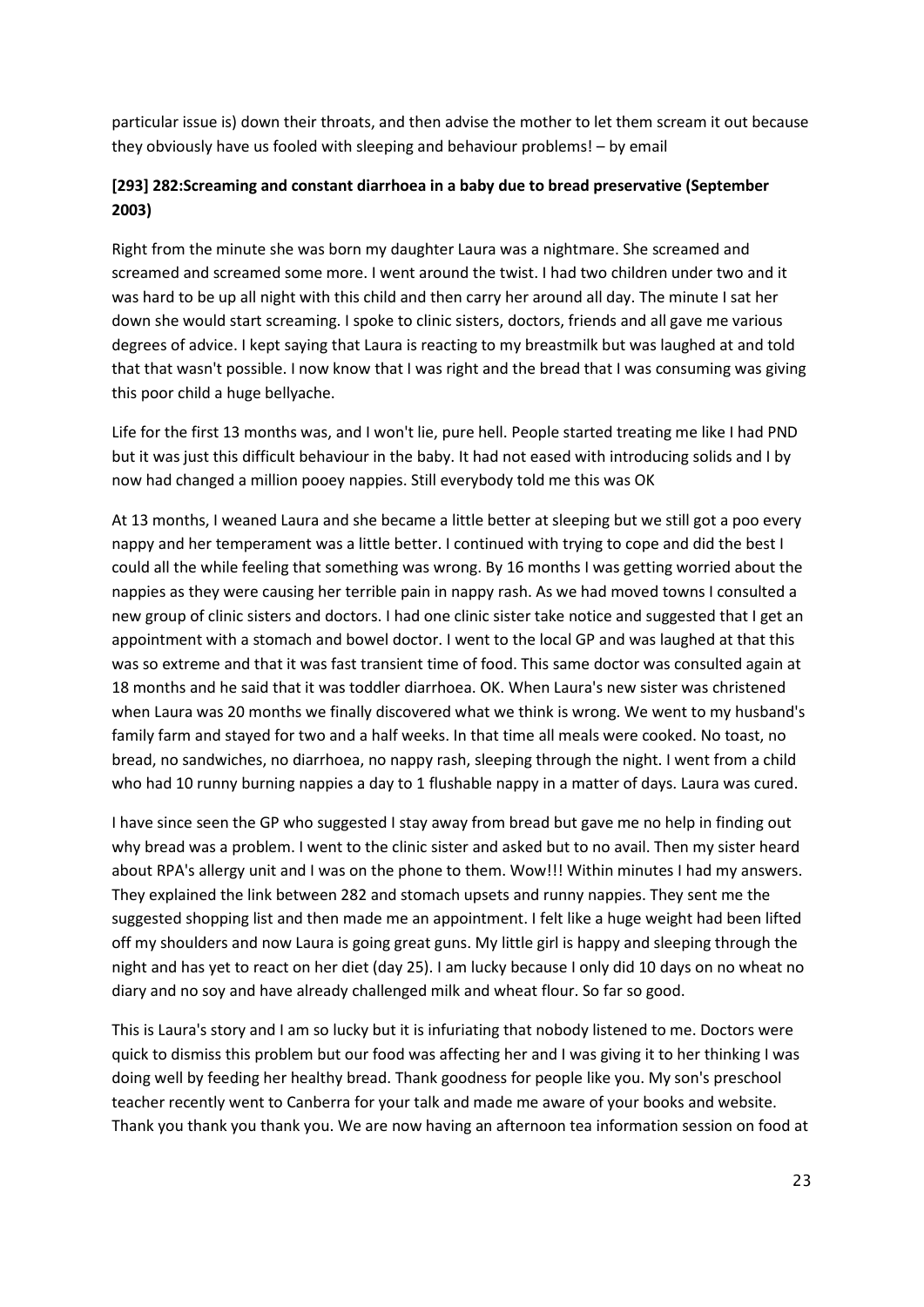particular issue is) down their throats, and then advise the mother to let them scream it out because they obviously have us fooled with sleeping and behaviour problems! – by email

### [293] 282:Screaming and constant diarrhoea in a baby due to bread preservative (September 2003)

Right from the minute she was born my daughter Laura was a nightmare. She screamed and screamed and screamed some more. I went around the twist. I had two children under two and it was hard to be up all night with this child and then carry her around all day. The minute I sat her down she would start screaming. I spoke to clinic sisters, doctors, friends and all gave me various degrees of advice. I kept saying that Laura is reacting to my breastmilk but was laughed at and told that that wasn't possible. I now know that I was right and the bread that I was consuming was giving this poor child a huge bellyache.

Life for the first 13 months was, and I won't lie, pure hell. People started treating me like I had PND but it was just this difficult behaviour in the baby. It had not eased with introducing solids and I by now had changed a million pooey nappies. Still everybody told me this was OK

At 13 months, I weaned Laura and she became a little better at sleeping but we still got a poo every nappy and her temperament was a little better. I continued with trying to cope and did the best I could all the while feeling that something was wrong. By 16 months I was getting worried about the nappies as they were causing her terrible pain in nappy rash. As we had moved towns I consulted a new group of clinic sisters and doctors. I had one clinic sister take notice and suggested that I get an appointment with a stomach and bowel doctor. I went to the local GP and was laughed at that this was so extreme and that it was fast transient time of food. This same doctor was consulted again at 18 months and he said that it was toddler diarrhoea. OK. When Laura's new sister was christened when Laura was 20 months we finally discovered what we think is wrong. We went to my husband's family farm and stayed for two and a half weeks. In that time all meals were cooked. No toast, no bread, no sandwiches, no diarrhoea, no nappy rash, sleeping through the night. I went from a child who had 10 runny burning nappies a day to 1 flushable nappy in a matter of days. Laura was cured.

I have since seen the GP who suggested I stay away from bread but gave me no help in finding out why bread was a problem. I went to the clinic sister and asked but to no avail. Then my sister heard about RPA's allergy unit and I was on the phone to them. Wow!!! Within minutes I had my answers. They explained the link between 282 and stomach upsets and runny nappies. They sent me the suggested shopping list and then made me an appointment. I felt like a huge weight had been lifted off my shoulders and now Laura is going great guns. My little girl is happy and sleeping through the night and has yet to react on her diet (day 25). I am lucky because I only did 10 days on no wheat no diary and no soy and have already challenged milk and wheat flour. So far so good.

This is Laura's story and I am so lucky but it is infuriating that nobody listened to me. Doctors were quick to dismiss this problem but our food was affecting her and I was giving it to her thinking I was doing well by feeding her healthy bread. Thank goodness for people like you. My son's preschool teacher recently went to Canberra for your talk and made me aware of your books and website. Thank you thank you thank you. We are now having an afternoon tea information session on food at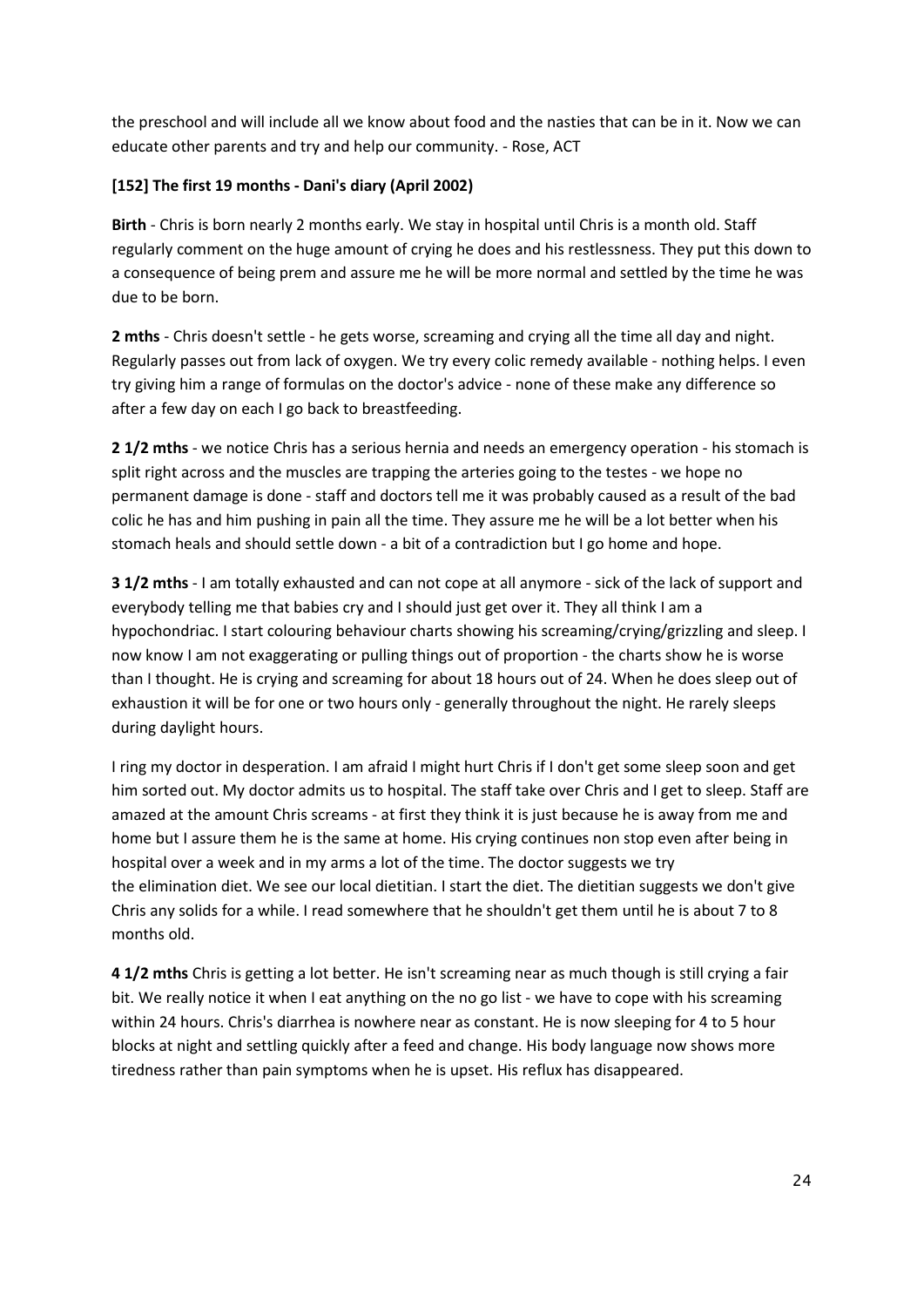the preschool and will include all we know about food and the nasties that can be in it. Now we can educate other parents and try and help our community. - Rose, ACT

**[152] The first 19 months - Dani's diary (April 2002)**

**Birth** - Chris is born nearly 2 months early. We stay in hospital until Chris is a month old. Staff regularly comment on the huge amount of crying he does and his restlessness. They put this down to a consequence of being prem and assure me he will be more normal and settled by the time he was due to be born.

**2 mths** - Chris doesn't settle - he gets worse, screaming and crying all the time all day and night. Regularly passes out from lack of oxygen. We try every colic remedy available - nothing helps. I even try giving him a range of formulas on the doctor's advice - none of these make any difference so after a few day on each I go back to breastfeeding.

**2 1/2 mths** - we notice Chris has a serious hernia and needs an emergency operation - his stomach is split right across and the muscles are trapping the arteries going to the testes - we hope no permanent damage is done - staff and doctors tell me it was probably caused as a result of the bad colic he has and him pushing in pain all the time. They assure me he will be a lot better when his stomach heals and should settle down - a bit of a contradiction but I go home and hope.

**3 1/2 mths** - I am totally exhausted and can not cope at all anymore - sick of the lack of support and everybody telling me that babies cry and I should just get over it. They all think I am a hypochondriac. I start colouring behaviour charts showing his screaming/crying/grizzling and sleep. I now know I am not exaggerating or pulling things out of proportion - the charts show he is worse than I thought. He is crying and screaming for about 18 hours out of 24. When he does sleep out of exhaustion it will be for one or two hours only - generally throughout the night. He rarely sleeps during daylight hours.

I ring my doctor in desperation. I am afraid I might hurt Chris if I don't get some sleep soon and get him sorted out. My doctor admits us to hospital. The staff take over Chris and I get to sleep. Staff are amazed at the amount Chris screams - at first they think it is just because he is away from me and home but I assure them he is the same at home. His crying continues non stop even after being in hospital over a week and in my arms a lot of the time. The doctor suggests we try the elimination diet. We see our local dietitian. I start the diet. The dietitian suggests we don't give Chris any solids for a while. I read somewhere that he shouldn't get them until he is about 7 to 8 months old.

**4 1/2 mths** Chris is getting a lot better. He isn't screaming near as much though is still crying a fair bit. We really notice it when I eat anything on the no go list - we have to cope with his screaming within 24 hours. Chris's diarrhea is nowhere near as constant. He is now sleeping for 4 to 5 hour blocks at night and settling quickly after a feed and change. His body language now shows more tiredness rather than pain symptoms when he is upset. His reflux has disappeared.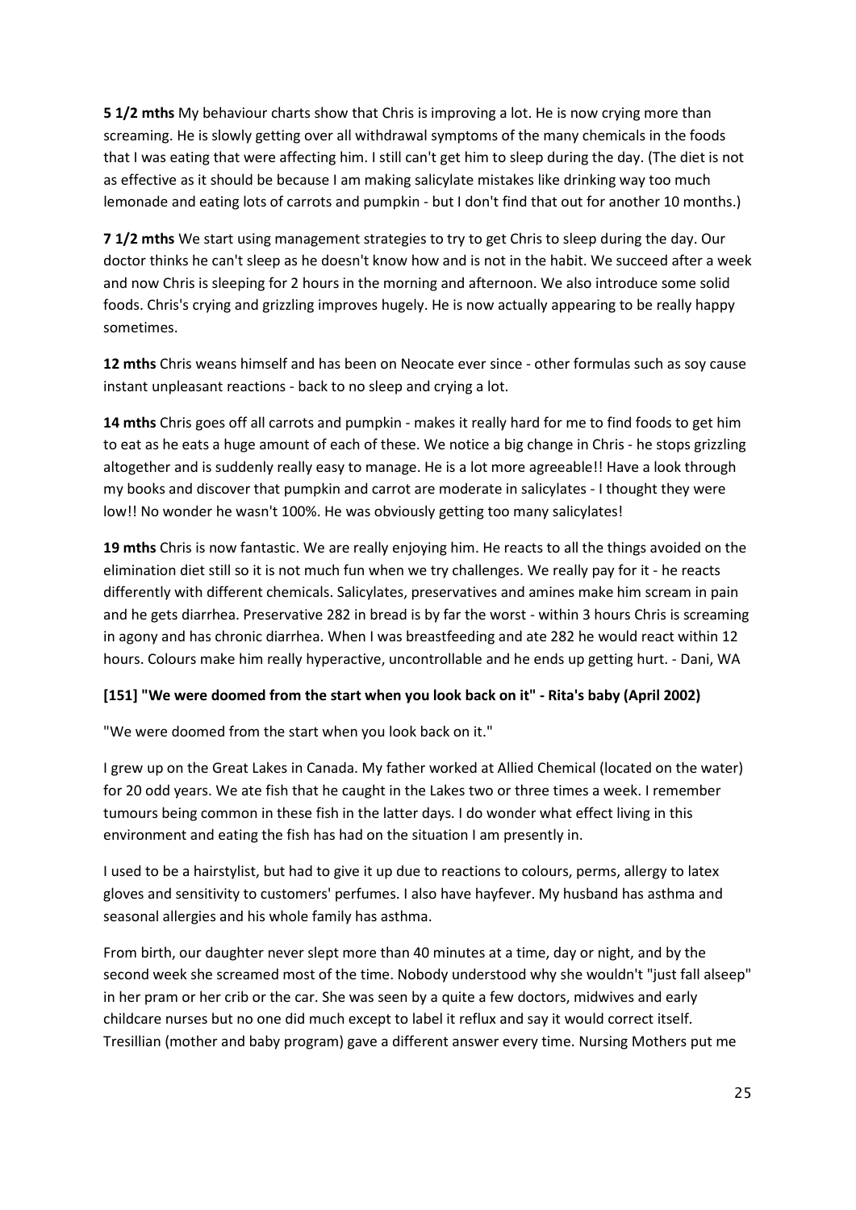**5 1/2 mths** My behaviour charts show that Chris is improving a lot. He is now crying more than screaming. He is slowly getting over all withdrawal symptoms of the many chemicals in the foods that I was eating that were affecting him. I still can't get him to sleep during the day. (The diet is not as effective as it should be because I am making salicylate mistakes like drinking way too much lemonade and eating lots of carrots and pumpkin - but I don't find that out for another 10 months.)

**7 1/2 mths** We start using management strategies to try to get Chris to sleep during the day. Our doctor thinks he can't sleep as he doesn't know how and is not in the habit. We succeed after a week and now Chris is sleeping for 2 hours in the morning and afternoon. We also introduce some solid foods. Chris's crying and grizzling improves hugely. He is now actually appearing to be really happy sometimes.

**12 mths** Chris weans himself and has been on Neocate ever since - other formulas such as soy cause instant unpleasant reactions - back to no sleep and crying a lot.

**14 mths** Chris goes off all carrots and pumpkin - makes it really hard for me to find foods to get him to eat as he eats a huge amount of each of these. We notice a big change in Chris - he stops grizzling altogether and is suddenly really easy to manage. He is a lot more agreeable!! Have a look through my books and discover that pumpkin and carrot are moderate in salicylates - I thought they were low!! No wonder he wasn't 100%. He was obviously getting too many salicylates!

**19 mths** Chris is now fantastic. We are really enjoying him. He reacts to all the things avoided on the elimination diet still so it is not much fun when we try challenges. We really pay for it - he reacts differently with different chemicals. Salicylates, preservatives and amines make him scream in pain and he gets diarrhea. Preservative 282 in bread is by far the worst - within 3 hours Chris is screaming in agony and has chronic diarrhea. When I was breastfeeding and ate 282 he would react within 12 hours. Colours make him really hyperactive, uncontrollable and he ends up getting hurt. - Dani, WA

**[151] "We were doomed from the start when you look back on it" - Rita's baby (April 2002)**

"We were doomed from the start when you look back on it."

I grew up on the Great Lakes in Canada. My father worked at Allied Chemical (located on the water) for 20 odd years. We ate fish that he caught in the Lakes two or three times a week. I remember tumours being common in these fish in the latter days. I do wonder what effect living in this environment and eating the fish has had on the situation I am presently in.

I used to be a hairstylist, but had to give it up due to reactions to colours, perms, allergy to latex gloves and sensitivity to customers' perfumes. I also have hayfever. My husband has asthma and seasonal allergies and his whole family has asthma.

From birth, our daughter never slept more than 40 minutes at a time, day or night, and by the second week she screamed most of the time. Nobody understood why she wouldn't "just fall alseep" in her pram or her crib or the car. She was seen by a quite a few doctors, midwives and early childcare nurses but no one did much except to label it reflux and say it would correct itself. Tresillian (mother and baby program) gave a different answer every time. Nursing Mothers put me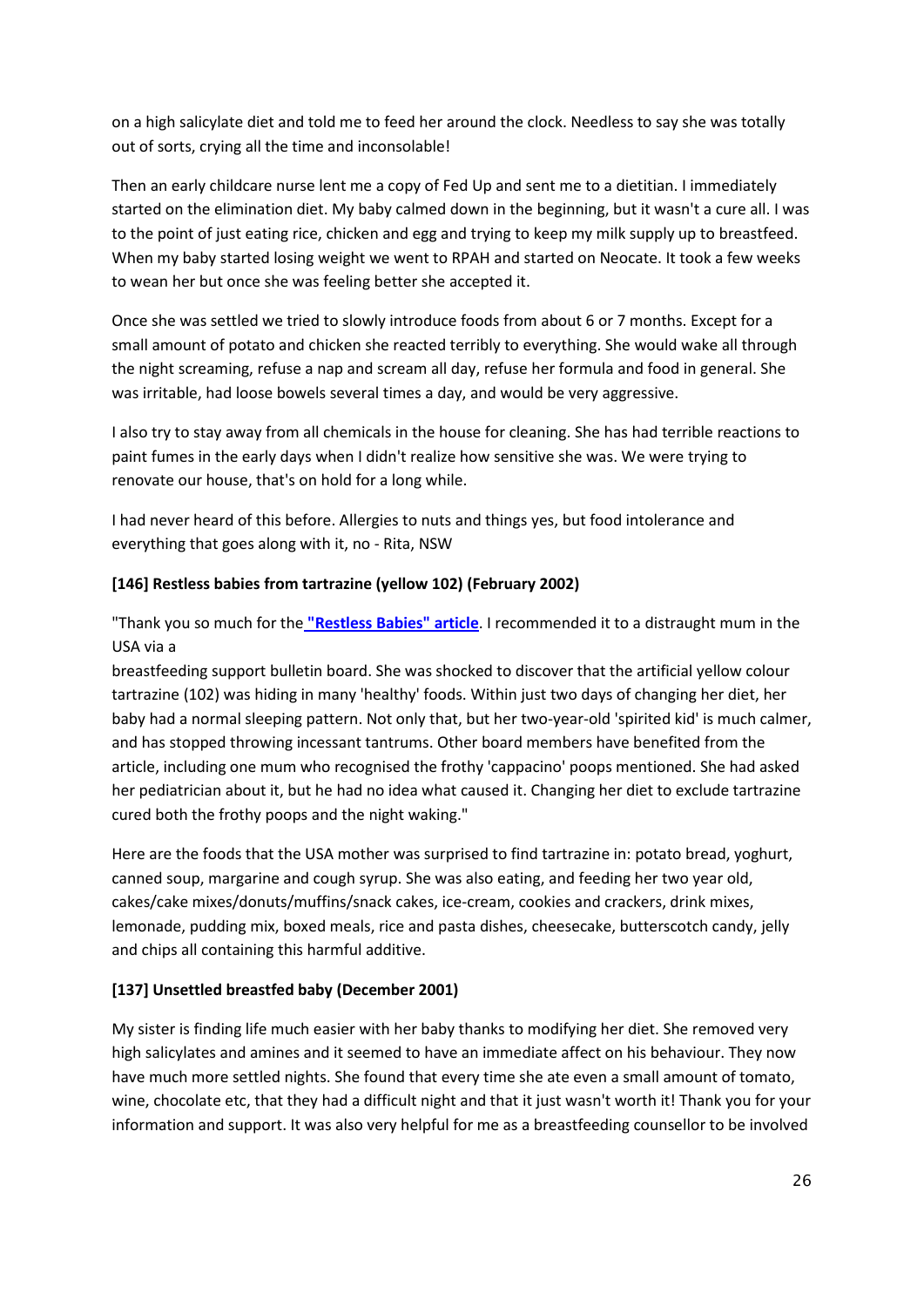on a high salicylate diet and told me to feed her around the clock. Needless to say she was totally out of sorts, crying all the time and inconsolable!

Then an early childcare nurse lent me a copy of Fed Up and sent me to a dietitian. I immediately started on the elimination diet. My baby calmed down in the beginning, but it wasn't a cure all. I was to the point of just eating rice, chicken and egg and trying to keep my milk supply up to breastfeed. When my baby started losing weight we went to RPAH and started on Neocate. It took a few weeks to wean her but once she was feeling better she accepted it.

Once she was settled we tried to slowly introduce foods from about 6 or 7 months. Except for a small amount of potato and chicken she reacted terribly to everything. She would wake all through the night screaming, refuse a nap and scream all day, refuse her formula and food in general. She was irritable, had loose bowels several times a day, and would be very aggressive.

I also try to stay away from all chemicals in the house for cleaning. She has had terrible reactions to paint fumes in the early days when I didn't realize how sensitive she was. We were trying to renovate our house, that's on hold for a long while.

I had never heard of this before. Allergies to nuts and things yes, but food intolerance and everything that goes along with it, no - Rita, NSW

**[146] Restless babies from tartrazine (yellow 102) (February 2002)**

"Thank you so much for the **"Restless Babies" article**. I recommended it to a distraught mum in the USA via a breastfeeding support bulletin board. She was shocked to discover that the artificial yellow colour tartrazine (102) was hiding in many 'healthy' foods. Within just two days of changing her diet, her baby had a normal sleeping pattern. Not only that, but her two-year-old 'spirited kid' is much calmer, and has stopped throwing incessant tantrums. Other board members have benefited from the article, including one mum who recognised the frothy 'cappacino' poops mentioned. She had asked her pediatrician about it, but he had no idea what caused it. Changing her diet to exclude tartrazine cured both the frothy poops and the night waking."

Here are the foods that the USA mother was surprised to find tartrazine in: potato bread, yoghurt, canned soup, margarine and cough syrup. She was also eating, and feeding her two year old, cakes/cake mixes/donuts/muffins/snack cakes, ice-cream, cookies and crackers, drink mixes, lemonade, pudding mix, boxed meals, rice and pasta dishes, cheesecake, butterscotch candy, jelly and chips all containing this harmful additive.

**[137] Unsettled breastfed baby (December 2001)**

My sister is finding life much easier with her baby thanks to modifying her diet. She removed very high salicylates and amines and it seemed to have an immediate affect on his behaviour. They now have much more settled nights. She found that every time she ate even a small amount of tomato, wine, chocolate etc, that they had a difficult night and that it just wasn't worth it! Thank you for your information and support. It was also very helpful for me as a breastfeeding counsellor to be involved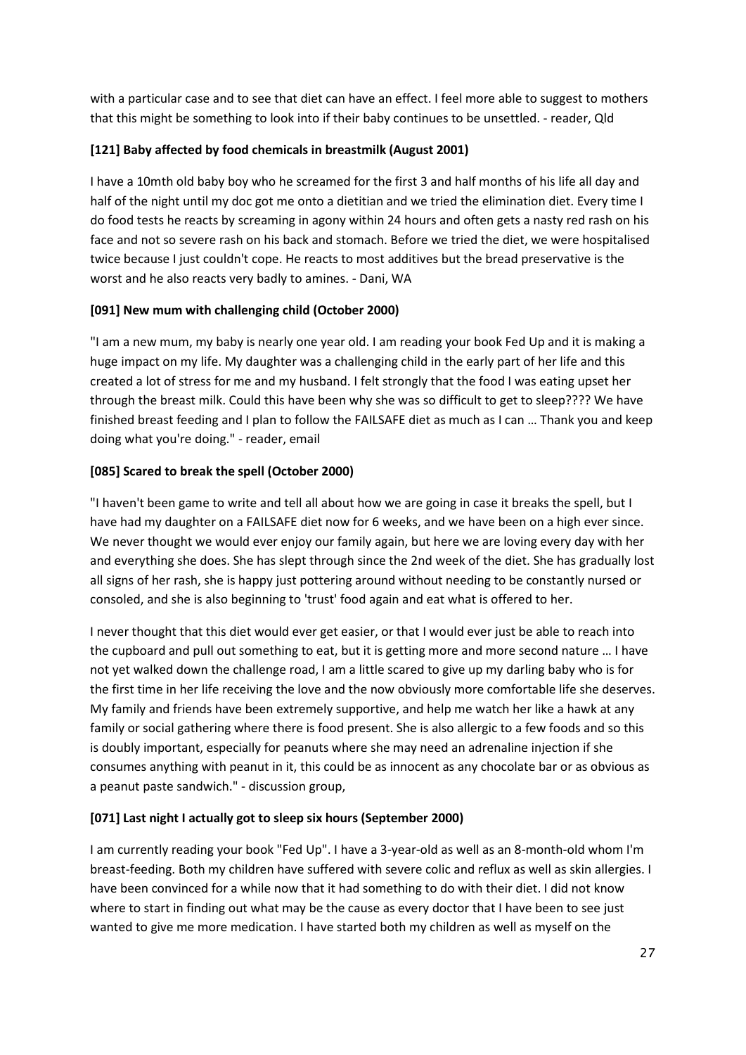with a particular case and to see that diet can have an effect. I feel more able to suggest to mothers that this might be something to look into if their baby continues to be unsettled. - reader, Qld

**[121] Baby affected by food chemicals in breastmilk (August 2001)**

I have a 10mth old baby boy who he screamed for the first 3 and half months of his life all day and half of the night until my doc got me onto a dietitian and we tried the elimination diet. Every time I do food tests he reacts by screaming in agony within 24 hours and often gets a nasty red rash on his face and not so severe rash on his back and stomach. Before we tried the diet, we were hospitalised twice because I just couldn't cope. He reacts to most additives but the bread preservative is the worst and he also reacts very badly to amines. - Dani, WA

**[091] New mum with challenging child (October 2000)**

"I am a new mum, my baby is nearly one year old. I am reading your book Fed Up and it is making a huge impact on my life. My daughter was a challenging child in the early part of her life and this created a lot of stress for me and my husband. I felt strongly that the food I was eating upset her through the breast milk. Could this have been why she was so difficult to get to sleep???? We have finished breast feeding and I plan to follow the FAILSAFE diet as much as I can … Thank you and keep doing what you're doing." - reader, email

**[085] Scared to break the spell (October 2000)**

"I haven't been game to write and tell all about how we are going in case it breaks the spell, but I have had my daughter on a FAILSAFE diet now for 6 weeks, and we have been on a high ever since. We never thought we would ever enjoy our family again, but here we are loving every day with her and everything she does. She has slept through since the 2nd week of the diet. She has gradually lost all signs of her rash, she is happy just pottering around without needing to be constantly nursed or consoled, and she is also beginning to 'trust' food again and eat what is offered to her.

I never thought that this diet would ever get easier, or that I would ever just be able to reach into the cupboard and pull out something to eat, but it is getting more and more second nature … I have not yet walked down the challenge road, I am a little scared to give up my darling baby who is for the first time in her life receiving the love and the now obviously more comfortable life she deserves. My family and friends have been extremely supportive, and help me watch her like a hawk at any family or social gathering where there is food present. She is also allergic to a few foods and so this is doubly important, especially for peanuts where she may need an adrenaline injection if she consumes anything with peanut in it, this could be as innocent as any chocolate bar or as obvious as a peanut paste sandwich." - discussion group,

**[071] Last night I actually got to sleep six hours (September 2000)**

I am currently reading your book "Fed Up". I have a 3-year-old as well as an 8-month-old whom I'm breast-feeding. Both my children have suffered with severe colic and reflux as well as skin allergies. I have been convinced for a while now that it had something to do with their diet. I did not know where to start in finding out what may be the cause as every doctor that I have been to see just wanted to give me more medication. I have started both my children as well as myself on the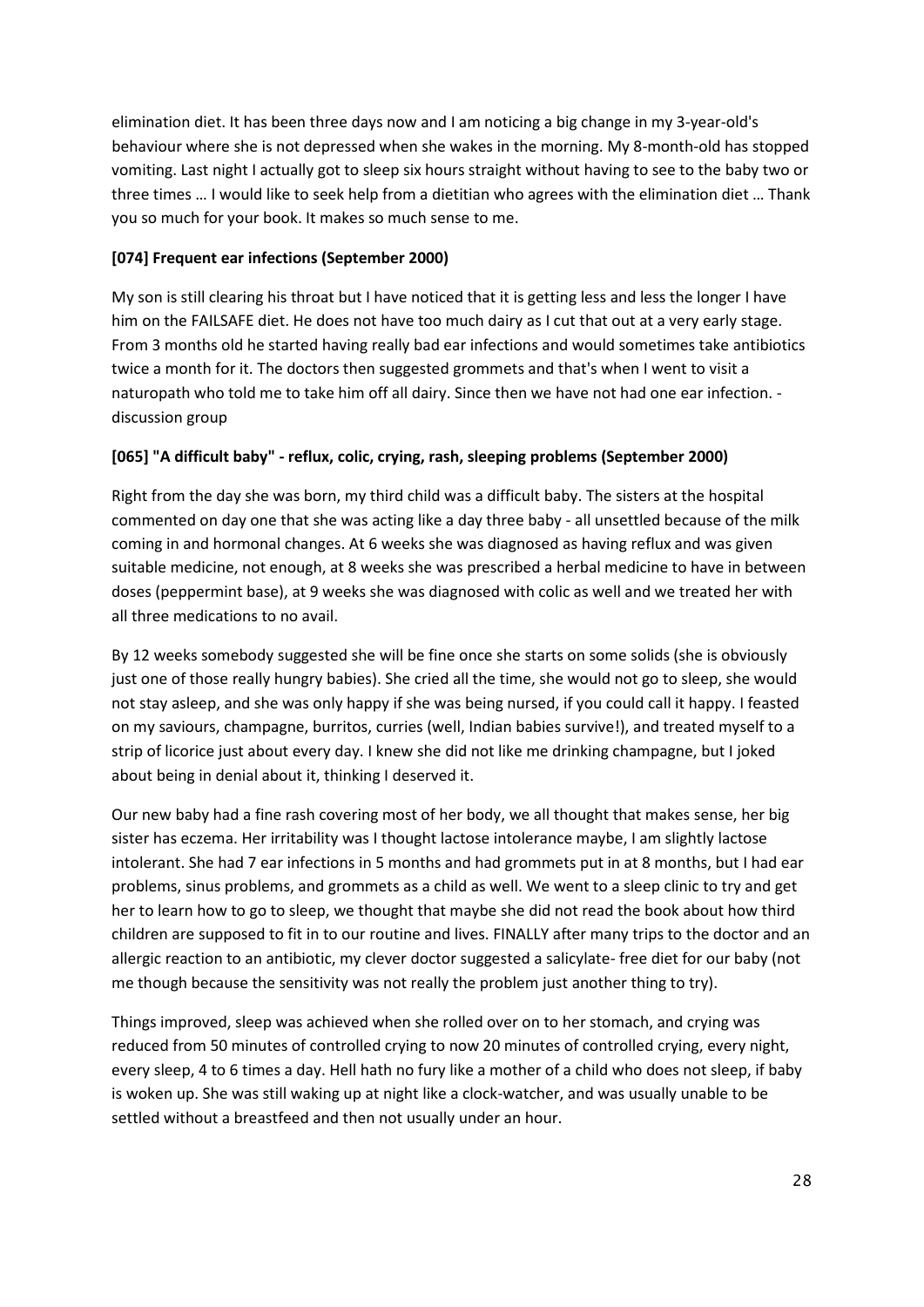elimination diet. It has been three days now and I am noticing a big change in my 3-year-old's behaviour where she is not depressed when she wakes in the morning. My 8-month-old has stopped vomiting. Last night I actually got to sleep six hours straight without having to see to the baby two or three times … I would like to seek help from a dietitian who agrees with the elimination diet … Thank you so much for your book. It makes so much sense to me.

**[074] Frequent ear infections (September 2000)**

My son is still clearing his throat but I have noticed that it is getting less and less the longer I have him on the FAILSAFE diet. He does not have too much dairy as I cut that out at a very early stage. From 3 months old he started having really bad ear infections and would sometimes take antibiotics twice a month for it. The doctors then suggested grommets and that's when I went to visit a naturopath who told me to take him off all dairy. Since then we have not had one ear infection. - discussion group

**[065] "A difficult baby" - reflux, colic, crying, rash, sleeping problems (September 2000)**

Right from the day she was born, my third child was a difficult baby. The sisters at the hospital commented on day one that she was acting like a day three baby - all unsettled because of the milk coming in and hormonal changes. At 6 weeks she was diagnosed as having reflux and was given suitable medicine, not enough, at 8 weeks she was prescribed a herbal medicine to have in between doses (peppermint base), at 9 weeks she was diagnosed with colic as well and we treated her with all three medications to no avail.

By 12 weeks somebody suggested she will be fine once she starts on some solids (she is obviously just one of those really hungry babies). She cried all the time, she would not go to sleep, she would not stay asleep, and she was only happy if she was being nursed, if you could call it happy. I feasted on my saviours, champagne, burritos, curries (well, Indian babies survive!), and treated myself to a strip of licorice just about every day. I knew she did not like me drinking champagne, but I joked about being in denial about it, thinking I deserved it.

Our new baby had a fine rash covering most of her body, we all thought that makes sense, her big sister has eczema. Her irritability was I thought lactose intolerance maybe, I am slightly lactose intolerant. She had 7 ear infections in 5 months and had grommets put in at 8 months, but I had ear problems, sinus problems, and grommets as a child as well. We went to a sleep clinic to try and get her to learn how to go to sleep, we thought that maybe she did not read the book about how third children are supposed to fit in to our routine and lives. FINALLY after many trips to the doctor and an allergic reaction to an antibiotic, my clever doctor suggested a salicylate- free diet for our baby (not me though because the sensitivity was not really the problem just another thing to try).

Things improved, sleep was achieved when she rolled over on to her stomach, and crying was reduced from 50 minutes of controlled crying to now 20 minutes of controlled crying, every night, every sleep, 4 to 6 times a day. Hell hath no fury like a mother of a child who does not sleep, if baby is woken up. She was still waking up at night like a clock-watcher, and was usually unable to be settled without a breastfeed and then not usually under an hour.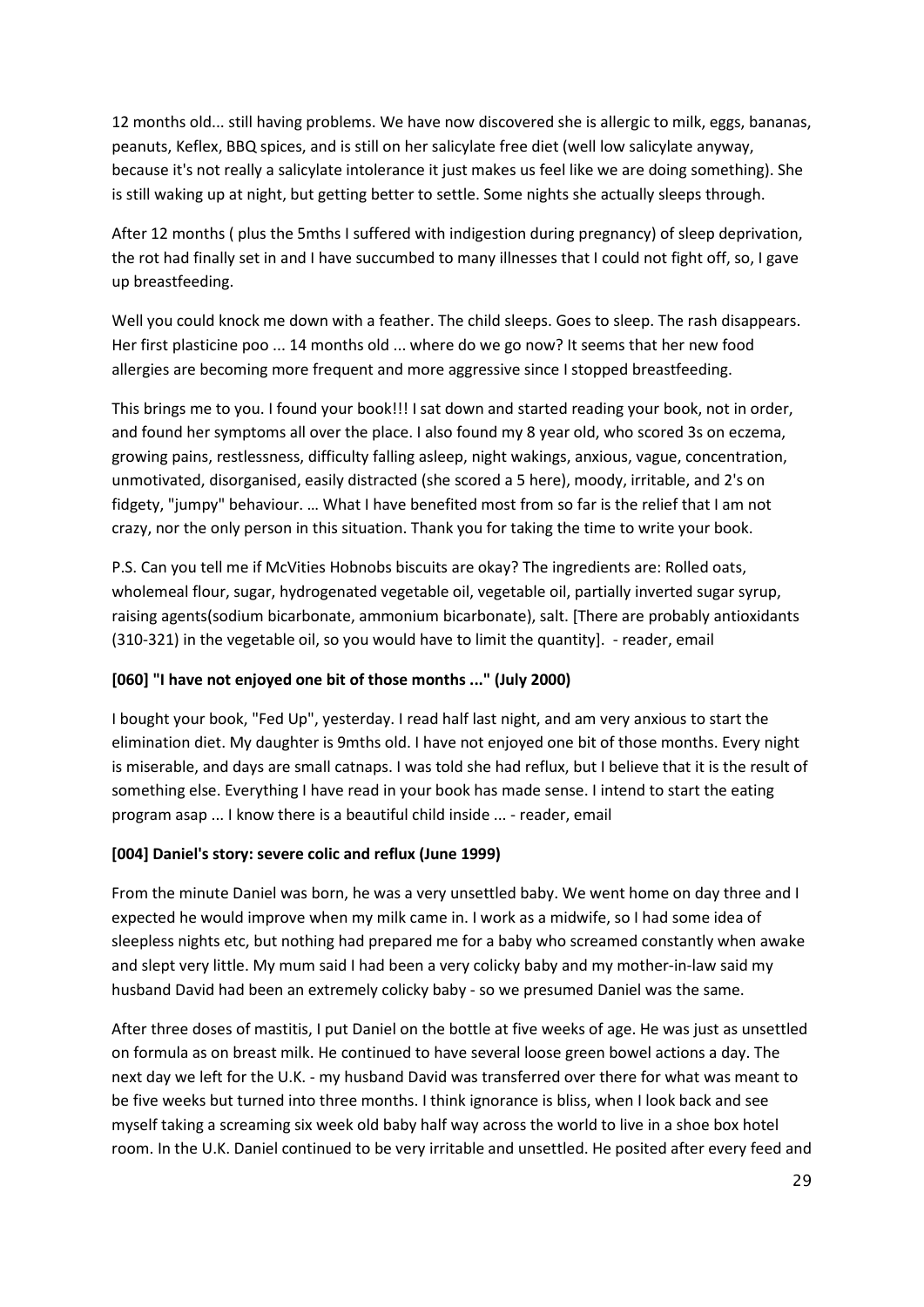12 months old... still having problems. We have now discovered she is allergic to milk, eggs, bananas, peanuts, Keflex, BBQ spices, and is still on her salicylate free diet (well low salicylate anyway, because it's not really a salicylate intolerance it just makes us feel like we are doing something). She is still waking up at night, but getting better to settle. Some nights she actually sleeps through.

After 12 months ( plus the 5mths I suffered with indigestion during pregnancy) of sleep deprivation, the rot had finally set in and I have succumbed to many illnesses that I could not fight off, so, I gave up breastfeeding.

Well you could knock me down with a feather. The child sleeps. Goes to sleep. The rash disappears. Her first plasticine poo ... 14 months old ... where do we go now? It seems that her new food allergies are becoming more frequent and more aggressive since I stopped breastfeeding.

This brings me to you. I found your book!!! I sat down and started reading your book, not in order, and found her symptoms all over the place. I also found my 8 year old, who scored 3s on eczema, growing pains, restlessness, difficulty falling asleep, night wakings, anxious, vague, concentration, unmotivated, disorganised, easily distracted (she scored a 5 here), moody, irritable, and 2's on fidgety, "jumpy" behaviour. … What I have benefited most from so far is the relief that I am not crazy, nor the only person in this situation. Thank you for taking the time to write your book.

P.S. Can you tell me if McVities Hobnobs biscuits are okay? The ingredients are: Rolled oats, wholemeal flour, sugar, hydrogenated vegetable oil, vegetable oil, partially inverted sugar syrup, raising agents(sodium bicarbonate, ammonium bicarbonate), salt. [There are probably antioxidants (310-321) in the vegetable oil, so you would have to limit the quantity]. - reader, email

**[060] "I have not enjoyed one bit of those months ..." (July 2000)**

I bought your book, "Fed Up", yesterday. I read half last night, and am very anxious to start the elimination diet. My daughter is 9mths old. I have not enjoyed one bit of those months. Every night is miserable, and days are small catnaps. I was told she had reflux, but I believe that it is the result of something else. Everything I have read in your book has made sense. I intend to start the eating program asap ... I know there is a beautiful child inside ... - reader, email

**[004] Daniel's story: severe colic and reflux (June 1999)**

From the minute Daniel was born, he was a very unsettled baby. We went home on day three and I expected he would improve when my milk came in. I work as a midwife, so I had some idea of sleepless nights etc, but nothing had prepared me for a baby who screamed constantly when awake and slept very little. My mum said I had been a very colicky baby and my mother-in-law said my husband David had been an extremely colicky baby - so we presumed Daniel was the same.

After three doses of mastitis, I put Daniel on the bottle at five weeks of age. He was just as unsettled on formula as on breast milk. He continued to have several loose green bowel actions a day. The next day we left for the U.K. - my husband David was transferred over there for what was meant to be five weeks but turned into three months. I think ignorance is bliss, when I look back and see myself taking a screaming six week old baby half way across the world to live in a shoe box hotel room. In the U.K. Daniel continued to be very irritable and unsettled. He posited after every feed and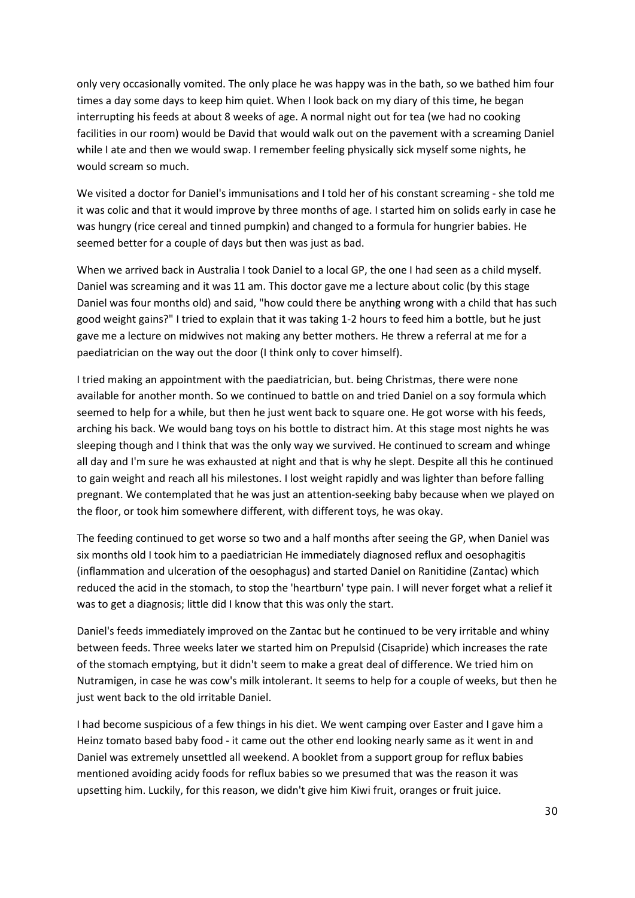only very occasionally vomited. The only place he was happy was in the bath, so we bathed him four times a day some days to keep him quiet. When I look back on my diary of this time, he began interrupting his feeds at about 8 weeks of age. A normal night out for tea (we had no cooking facilities in our room) would be David that would walk out on the pavement with a screaming Daniel while I ate and then we would swap. I remember feeling physically sick myself some nights, he would scream so much.

We visited a doctor for Daniel's immunisations and I told her of his constant screaming - she told me it was colic and that it would improve by three months of age. I started him on solids early in case he was hungry (rice cereal and tinned pumpkin) and changed to a formula for hungrier babies. He seemed better for a couple of days but then was just as bad.

When we arrived back in Australia I took Daniel to a local GP, the one I had seen as a child myself. Daniel was screaming and it was 11 am. This doctor gave me a lecture about colic (by this stage Daniel was four months old) and said, "how could there be anything wrong with a child that has such good weight gains?" I tried to explain that it was taking 1-2 hours to feed him a bottle, but he just gave me a lecture on midwives not making any better mothers. He threw a referral at me for a paediatrician on the way out the door (I think only to cover himself).

I tried making an appointment with the paediatrician, but. being Christmas, there were none available for another month. So we continued to battle on and tried Daniel on a soy formula which seemed to help for a while, but then he just went back to square one. He got worse with his feeds, arching his back. We would bang toys on his bottle to distract him. At this stage most nights he was sleeping though and I think that was the only way we survived. He continued to scream and whinge all day and I'm sure he was exhausted at night and that is why he slept. Despite all this he continued to gain weight and reach all his milestones. I lost weight rapidly and was lighter than before falling pregnant. We contemplated that he was just an attention-seeking baby because when we played on the floor, or took him somewhere different, with different toys, he was okay.

The feeding continued to get worse so two and a half months after seeing the GP, when Daniel was six months old I took him to a paediatrician He immediately diagnosed reflux and oesophagitis (inflammation and ulceration of the oesophagus) and started Daniel on Ranitidine (Zantac) which reduced the acid in the stomach, to stop the 'heartburn' type pain. I will never forget what a relief it was to get a diagnosis; little did I know that this was only the start.

Daniel's feeds immediately improved on the Zantac but he continued to be very irritable and whiny between feeds. Three weeks later we started him on Prepulsid (Cisapride) which increases the rate of the stomach emptying, but it didn't seem to make a great deal of difference. We tried him on Nutramigen, in case he was cow's milk intolerant. It seems to help for a couple of weeks, but then he just went back to the old irritable Daniel.

I had become suspicious of a few things in his diet. We went camping over Easter and I gave him a Heinz tomato based baby food - it came out the other end looking nearly same as it went in and Daniel was extremely unsettled all weekend. A booklet from a support group for reflux babies mentioned avoiding acidy foods for reflux babies so we presumed that was the reason it was upsetting him. Luckily, for this reason, we didn't give him Kiwi fruit, oranges or fruit juice.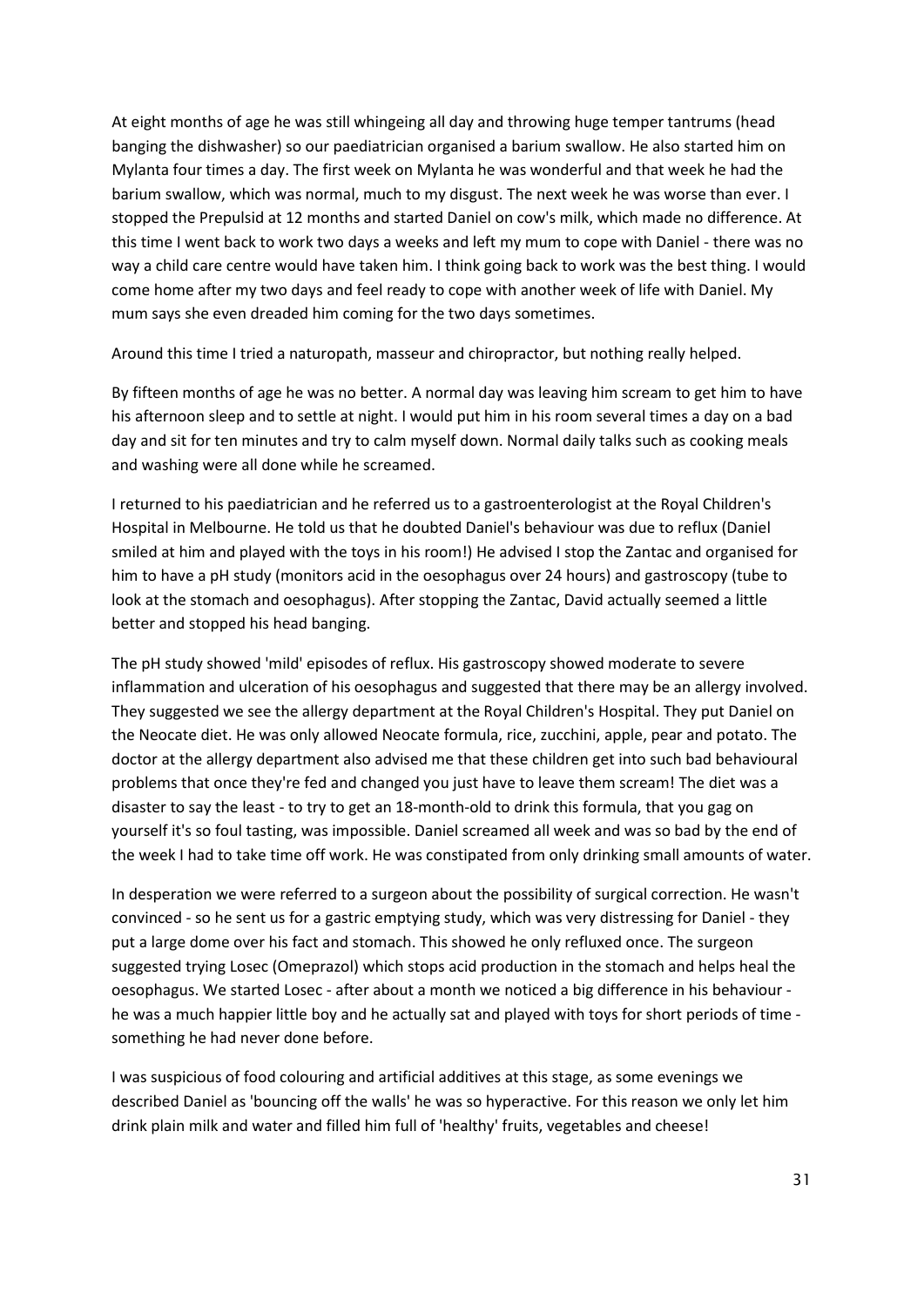At eight months of age he was still whingeing all day and throwing huge temper tantrums (head banging the dishwasher) so our paediatrician organised a barium swallow. He also started him on Mylanta four times a day. The first week on Mylanta he was wonderful and that week he had the barium swallow, which was normal, much to my disgust. The next week he was worse than ever. I stopped the Prepulsid at 12 months and started Daniel on cow's milk, which made no difference. At this time I went back to work two days a weeks and left my mum to cope with Daniel - there was no way a child care centre would have taken him. I think going back to work was the best thing. I would come home after my two days and feel ready to cope with another week of life with Daniel. My mum says she even dreaded him coming for the two days sometimes.

Around this time I tried a naturopath, masseur and chiropractor, but nothing really helped.

By fifteen months of age he was no better. A normal day was leaving him scream to get him to have his afternoon sleep and to settle at night. I would put him in his room several times a day on a bad day and sit for ten minutes and try to calm myself down. Normal daily talks such as cooking meals and washing were all done while he screamed.

I returned to his paediatrician and he referred us to a gastroenterologist at the Royal Children's Hospital in Melbourne. He told us that he doubted Daniel's behaviour was due to reflux (Daniel smiled at him and played with the toys in his room!) He advised I stop the Zantac and organised for him to have a pH study (monitors acid in the oesophagus over 24 hours) and gastroscopy (tube to look at the stomach and oesophagus). After stopping the Zantac, David actually seemed a little better and stopped his head banging.

The pH study showed 'mild' episodes of reflux. His gastroscopy showed moderate to severe inflammation and ulceration of his oesophagus and suggested that there may be an allergy involved. They suggested we see the allergy department at the Royal Children's Hospital. They put Daniel on the Neocate diet. He was only allowed Neocate formula, rice, zucchini, apple, pear and potato. The doctor at the allergy department also advised me that these children get into such bad behavioural problems that once they're fed and changed you just have to leave them scream! The diet was a disaster to say the least - to try to get an 18-month-old to drink this formula, that you gag on yourself it's so foul tasting, was impossible. Daniel screamed all week and was so bad by the end of the week I had to take time off work. He was constipated from only drinking small amounts of water.

In desperation we were referred to a surgeon about the possibility of surgical correction. He wasn't convinced - so he sent us for a gastric emptying study, which was very distressing for Daniel - they put a large dome over his fact and stomach. This showed he only refluxed once. The surgeon suggested trying Losec (Omeprazol) which stops acid production in the stomach and helps heal the oesophagus. We started Losec - after about a month we noticed a big difference in his behaviour - he was a much happier little boy and he actually sat and played with toys for short periods of time - something he had never done before.

I was suspicious of food colouring and artificial additives at this stage, as some evenings we described Daniel as 'bouncing off the walls' he was so hyperactive. For this reason we only let him drink plain milk and water and filled him full of 'healthy' fruits, vegetables and cheese!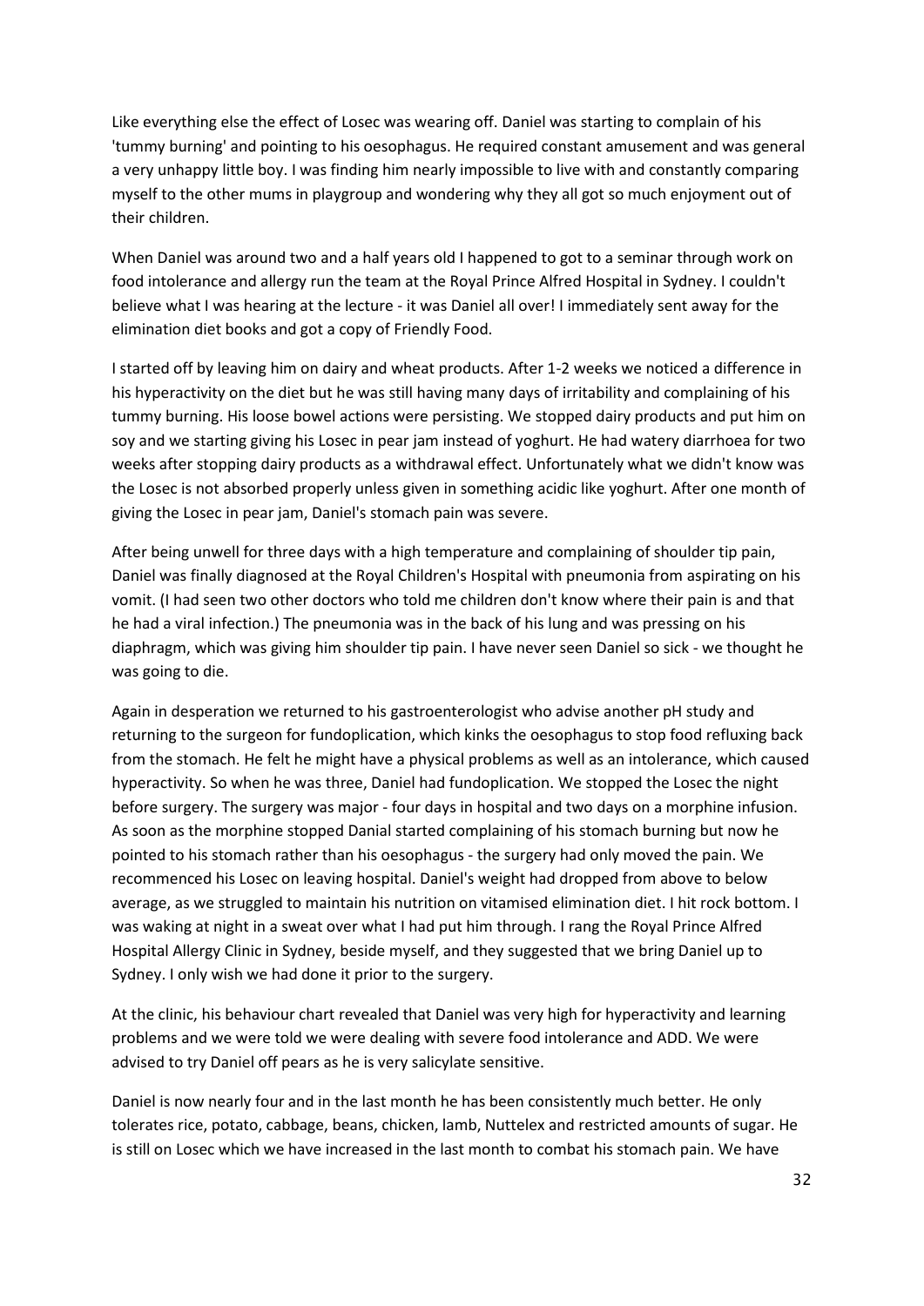Like everything else the effect of Losec was wearing off. Daniel was starting to complain of his 'tummy burning' and pointing to his oesophagus. He required constant amusement and was general a very unhappy little boy. I was finding him nearly impossible to live with and constantly comparing myself to the other mums in playgroup and wondering why they all got so much enjoyment out of their children.

When Daniel was around two and a half years old I happened to got to a seminar through work on food intolerance and allergy run the team at the Royal Prince Alfred Hospital in Sydney. I couldn't believe what I was hearing at the lecture - it was Daniel all over! I immediately sent away for the elimination diet books and got a copy of Friendly Food.

I started off by leaving him on dairy and wheat products. After 1-2 weeks we noticed a difference in his hyperactivity on the diet but he was still having many days of irritability and complaining of his tummy burning. His loose bowel actions were persisting. We stopped dairy products and put him on soy and we starting giving his Losec in pear jam instead of yoghurt. He had watery diarrhoea for two weeks after stopping dairy products as a withdrawal effect. Unfortunately what we didn't know was the Losec is not absorbed properly unless given in something acidic like yoghurt. After one month of giving the Losec in pear jam, Daniel's stomach pain was severe.

After being unwell for three days with a high temperature and complaining of shoulder tip pain, Daniel was finally diagnosed at the Royal Children's Hospital with pneumonia from aspirating on his vomit. (I had seen two other doctors who told me children don't know where their pain is and that he had a viral infection.) The pneumonia was in the back of his lung and was pressing on his diaphragm, which was giving him shoulder tip pain. I have never seen Daniel so sick - we thought he was going to die.

Again in desperation we returned to his gastroenterologist who advise another pH study and returning to the surgeon for fundoplication, which kinks the oesophagus to stop food refluxing back from the stomach. He felt he might have a physical problems as well as an intolerance, which caused hyperactivity. So when he was three, Daniel had fundoplication. We stopped the Losec the night before surgery. The surgery was major - four days in hospital and two days on a morphine infusion. As soon as the morphine stopped Danial started complaining of his stomach burning but now he pointed to his stomach rather than his oesophagus - the surgery had only moved the pain. We recommenced his Losec on leaving hospital. Daniel's weight had dropped from above to below average, as we struggled to maintain his nutrition on vitamised elimination diet. I hit rock bottom. I was waking at night in a sweat over what I had put him through. I rang the Royal Prince Alfred Hospital Allergy Clinic in Sydney, beside myself, and they suggested that we bring Daniel up to Sydney. I only wish we had done it prior to the surgery.

At the clinic, his behaviour chart revealed that Daniel was very high for hyperactivity and learning problems and we were told we were dealing with severe food intolerance and ADD. We were advised to try Daniel off pears as he is very salicylate sensitive.

Daniel is now nearly four and in the last month he has been consistently much better. He only tolerates rice, potato, cabbage, beans, chicken, lamb, Nuttelex and restricted amounts of sugar. He is still on Losec which we have increased in the last month to combat his stomach pain. We have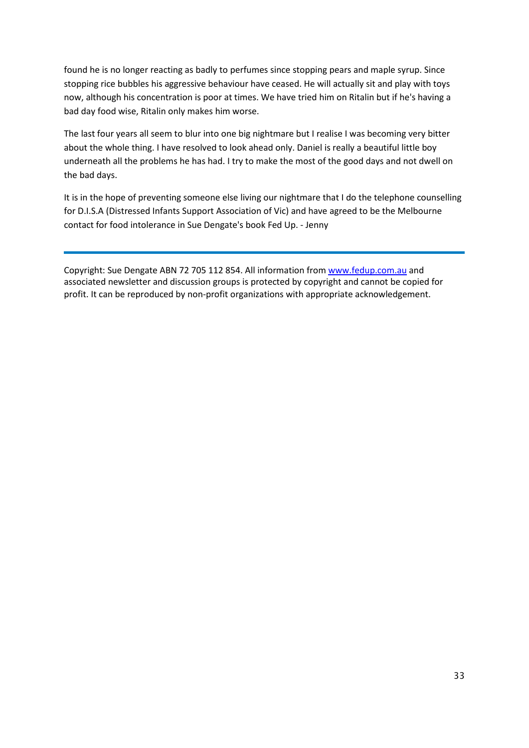found he is no longer reacting as badly to perfumes since stopping pears and maple syrup. Since stopping rice bubbles his aggressive behaviour have ceased. He will actually sit and play with toys now, although his concentration is poor at times. We have tried him on Ritalin but if he's having a bad day food wise, Ritalin only makes him worse.

The last four years all seem to blur into one big nightmare but I realise I was becoming very bitter about the whole thing. I have resolved to look ahead only. Daniel is really a beautiful little boy underneath all the problems he has had. I try to make the most of the good days and not dwell on the bad days.

It is in the hope of preventing someone else living our nightmare that I do the telephone counselling for D.I.S.A (Distressed Infants Support Association of Vic) and have agreed to be the Melbourne contact for food intolerance in Sue Dengate's book Fed Up. - Jenny

---

Copyright: Sue Dengate ABN 72 705 112 854. All information from [www.fedup.com.au](http://www.fedup.com.au) and associated newsletter and discussion groups is protected by copyright and cannot be copied for profit. It can be reproduced by non-profit organizations with appropriate acknowledgement.